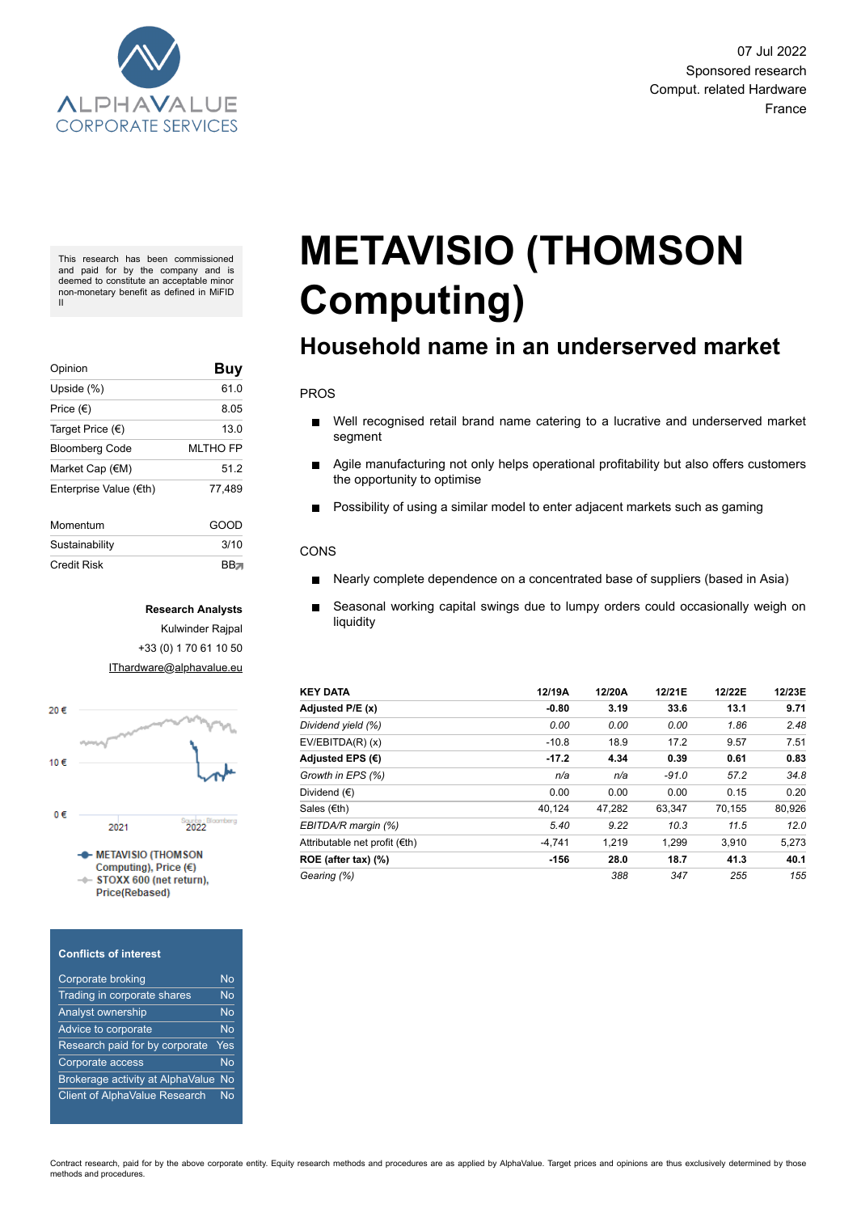ALPHAVALUE CORPORATE SERVICES

07 Jul 2022
Sponsored research
Comput. related Hardware
France

This research has been commissioned and paid for by the company and is deemed to constitute an acceptable minor non-monetary benefit as defined in MiFID II

# METAVISIO (THOMSON Computing)

## Household name in an underserved market

| Opinion | Buy |
|---|---|
| Upside (%) | 61.0 |
| Price (€) | 8.05 |
| Target Price (€) | 13.0 |
| Bloomberg Code | MLTHO FP |
| Market Cap (€M) | 51.2 |
| Enterprise Value (€th) | 77,489 |

| Momentum | GOOD |
|---|---|
| Sustainability | 3/10 |
| Credit Risk | BB |

**Research Analysts**
Kulwinder Rajpal
+33 (0) 1 70 61 10 50
IThardware@alphavalue.eu

METAVISIO (THOMSON Computing), Price (€)
STOXX 600 (net return), Price(Rebased)

PROS

- Well recognised retail brand name catering to a lucrative and underserved market segment
- Agile manufacturing not only helps operational profitability but also offers customers the opportunity to optimise
- Possibility of using a similar model to enter adjacent markets such as gaming

CONS

- Nearly complete dependence on a concentrated base of suppliers (based in Asia)
- Seasonal working capital swings due to lumpy orders could occasionally weigh on liquidity

| KEY DATA | 12/19A | 12/20A | 12/21E | 12/22E | 12/23E |
|---|---|---|---|---|---|
| **Adjusted P/E (x)** | **-0.80** | **3.19** | **33.6** | **13.1** | **9.71** |
| *Dividend yield (%)* | *0.00* | *0.00* | *0.00* | *1.86* | *2.48* |
| EV/EBITDA(R) (x) | -10.8 | 18.9 | 17.2 | 9.57 | 7.51 |
| **Adjusted EPS (€)** | **-17.2** | **4.34** | **0.39** | **0.61** | **0.83** |
| *Growth in EPS (%)* | *n/a* | *n/a* | *-91.0* | *57.2* | *34.8* |
| Dividend (€) | 0.00 | 0.00 | 0.00 | 0.15 | 0.20 |
| Sales (€th) | 40,124 | 47,282 | 63,347 | 70,155 | 80,926 |
| *EBITDA/R margin (%)* | *5.40* | *9.22* | *10.3* | *11.5* | *12.0* |
| Attributable net profit (€th) | -4,741 | 1,219 | 1,299 | 3,910 | 5,273 |
| **ROE (after tax) (%)** | **-156** | **28.0** | **18.7** | **41.3** | **40.1** |
| *Gearing (%)* | | *388* | *347* | *255* | *155* |

**Conflicts of interest**

| | |
|---|---|
| Corporate broking | No |
| Trading in corporate shares | No |
| Analyst ownership | No |
| Advice to corporate | No |
| Research paid for by corporate | Yes |
| Corporate access | No |
| Brokerage activity at AlphaValue | No |
| Client of AlphaValue Research | No |

Contract research, paid for by the above corporate entity. Equity research methods and procedures are as applied by AlphaValue. Target prices and opinions are thus exclusively determined by those methods and procedures.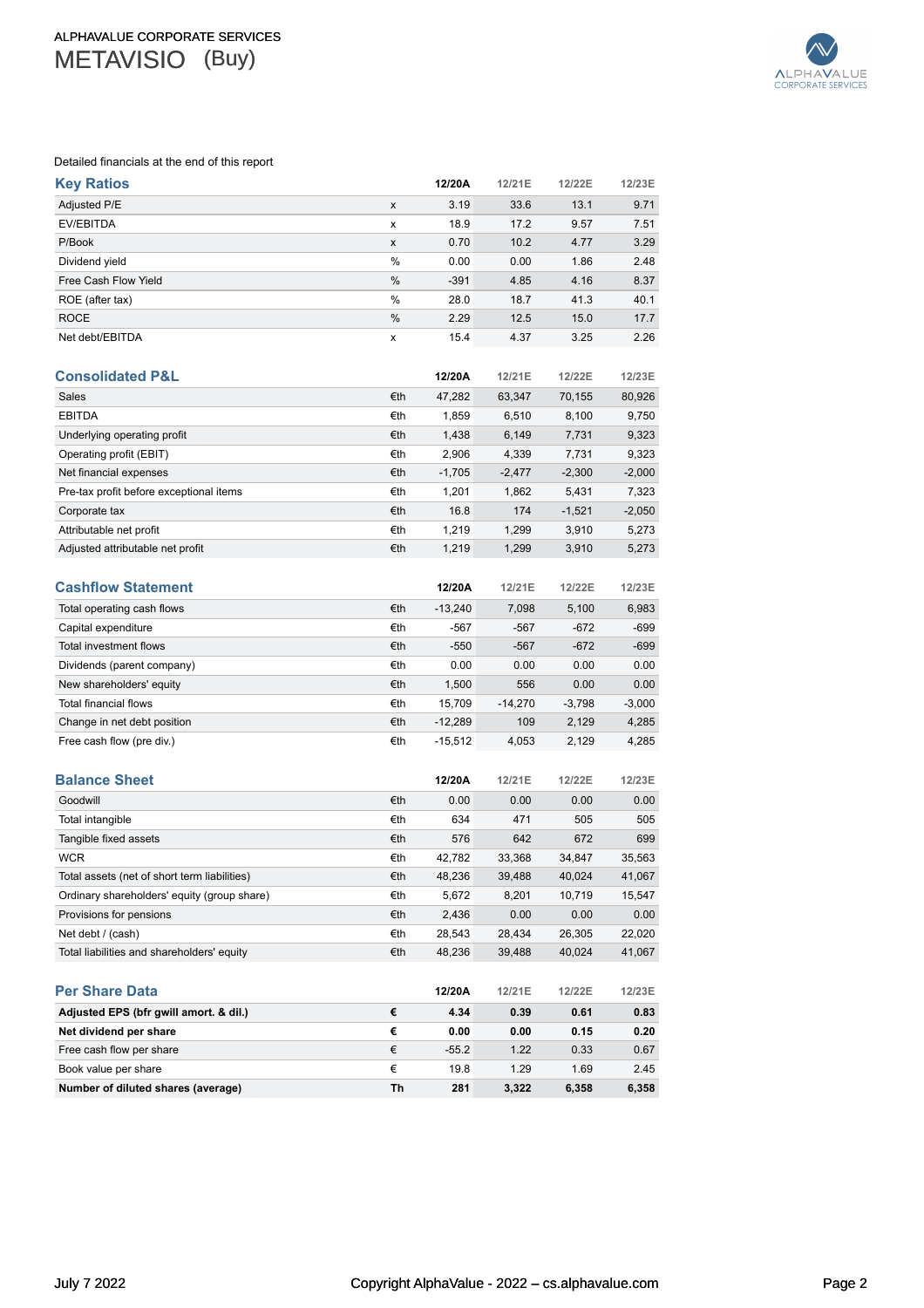ALPHAVALUE CORPORATE SERVICES

# METAVISIO (Buy)

Detailed financials at the end of this report

## Key Ratios

| | | 12/20A | 12/21E | 12/22E | 12/23E |
|---|---|---|---|---|---|
| Adjusted P/E | x | 3.19 | 33.6 | 13.1 | 9.71 |
| EV/EBITDA | x | 18.9 | 17.2 | 9.57 | 7.51 |
| P/Book | x | 0.70 | 10.2 | 4.77 | 3.29 |
| Dividend yield | % | 0.00 | 0.00 | 1.86 | 2.48 |
| Free Cash Flow Yield | % | -391 | 4.85 | 4.16 | 8.37 |
| ROE (after tax) | % | 28.0 | 18.7 | 41.3 | 40.1 |
| ROCE | % | 2.29 | 12.5 | 15.0 | 17.7 |
| Net debt/EBITDA | x | 15.4 | 4.37 | 3.25 | 2.26 |

## Consolidated P&L

| | | 12/20A | 12/21E | 12/22E | 12/23E |
|---|---|---|---|---|---|
| Sales | €th | 47,282 | 63,347 | 70,155 | 80,926 |
| EBITDA | €th | 1,859 | 6,510 | 8,100 | 9,750 |
| Underlying operating profit | €th | 1,438 | 6,149 | 7,731 | 9,323 |
| Operating profit (EBIT) | €th | 2,906 | 4,339 | 7,731 | 9,323 |
| Net financial expenses | €th | -1,705 | -2,477 | -2,300 | -2,000 |
| Pre-tax profit before exceptional items | €th | 1,201 | 1,862 | 5,431 | 7,323 |
| Corporate tax | €th | 16.8 | 174 | -1,521 | -2,050 |
| Attributable net profit | €th | 1,219 | 1,299 | 3,910 | 5,273 |
| Adjusted attributable net profit | €th | 1,219 | 1,299 | 3,910 | 5,273 |

## Cashflow Statement

| | | 12/20A | 12/21E | 12/22E | 12/23E |
|---|---|---|---|---|---|
| Total operating cash flows | €th | -13,240 | 7,098 | 5,100 | 6,983 |
| Capital expenditure | €th | -567 | -567 | -672 | -699 |
| Total investment flows | €th | -550 | -567 | -672 | -699 |
| Dividends (parent company) | €th | 0.00 | 0.00 | 0.00 | 0.00 |
| New shareholders' equity | €th | 1,500 | 556 | 0.00 | 0.00 |
| Total financial flows | €th | 15,709 | -14,270 | -3,798 | -3,000 |
| Change in net debt position | €th | -12,289 | 109 | 2,129 | 4,285 |
| Free cash flow (pre div.) | €th | -15,512 | 4,053 | 2,129 | 4,285 |

## Balance Sheet

| | | 12/20A | 12/21E | 12/22E | 12/23E |
|---|---|---|---|---|---|
| Goodwill | €th | 0.00 | 0.00 | 0.00 | 0.00 |
| Total intangible | €th | 634 | 471 | 505 | 505 |
| Tangible fixed assets | €th | 576 | 642 | 672 | 699 |
| WCR | €th | 42,782 | 33,368 | 34,847 | 35,563 |
| Total assets (net of short term liabilities) | €th | 48,236 | 39,488 | 40,024 | 41,067 |
| Ordinary shareholders' equity (group share) | €th | 5,672 | 8,201 | 10,719 | 15,547 |
| Provisions for pensions | €th | 2,436 | 0.00 | 0.00 | 0.00 |
| Net debt / (cash) | €th | 28,543 | 28,434 | 26,305 | 22,020 |
| Total liabilities and shareholders' equity | €th | 48,236 | 39,488 | 40,024 | 41,067 |

## Per Share Data

| | | 12/20A | 12/21E | 12/22E | 12/23E |
|---|---|---|---|---|---|
| **Adjusted EPS (bfr gwill amort. & dil.)** | **€** | **4.34** | **0.39** | **0.61** | **0.83** |
| **Net dividend per share** | **€** | **0.00** | **0.00** | **0.15** | **0.20** |
| Free cash flow per share | € | -55.2 | 1.22 | 0.33 | 0.67 |
| Book value per share | € | 19.8 | 1.29 | 1.69 | 2.45 |
| **Number of diluted shares (average)** | **Th** | **281** | **3,322** | **6,358** | **6,358** |

July 7 2022 Copyright AlphaValue - 2022 – cs.alphavalue.com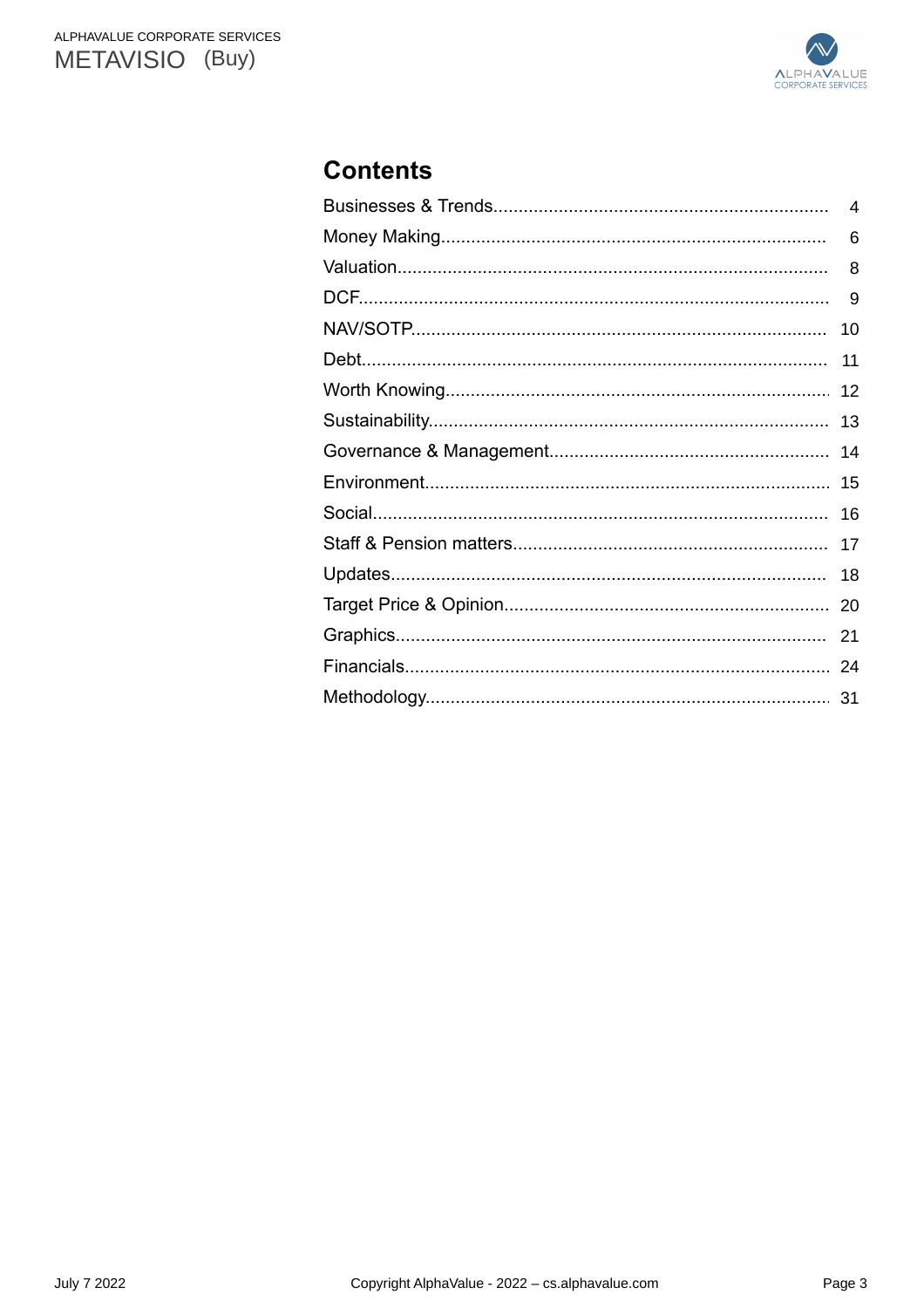## Contents

| | |
|---|---|
| Businesses & Trends | 4 |
| Money Making | 6 |
| Valuation | 8 |
| DCF | 9 |
| NAV/SOTP | 10 |
| Debt | 11 |
| Worth Knowing | 12 |
| Sustainability | 13 |
| Governance & Management | 14 |
| Environment | 15 |
| Social | 16 |
| Staff & Pension matters | 17 |
| Updates | 18 |
| Target Price & Opinion | 20 |
| Graphics | 21 |
| Financials | 24 |
| Methodology | 31 |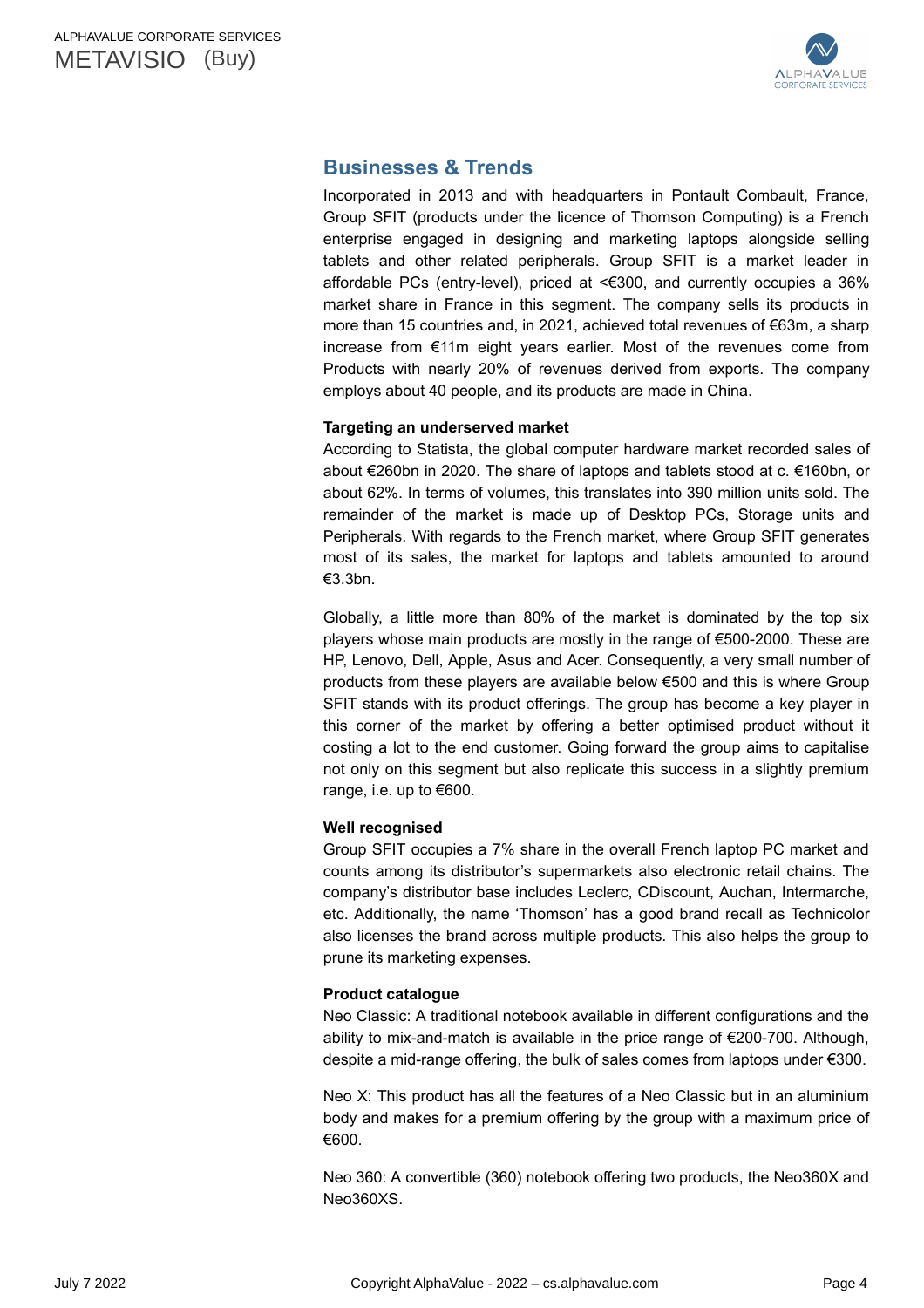## Businesses & Trends

Incorporated in 2013 and with headquarters in Pontault Combault, France, Group SFIT (products under the licence of Thomson Computing) is a French enterprise engaged in designing and marketing laptops alongside selling tablets and other related peripherals. Group SFIT is a market leader in affordable PCs (entry-level), priced at <€300, and currently occupies a 36% market share in France in this segment. The company sells its products in more than 15 countries and, in 2021, achieved total revenues of €63m, a sharp increase from €11m eight years earlier. Most of the revenues come from Products with nearly 20% of revenues derived from exports. The company employs about 40 people, and its products are made in China.

**Targeting an underserved market**

According to Statista, the global computer hardware market recorded sales of about €260bn in 2020. The share of laptops and tablets stood at c. €160bn, or about 62%. In terms of volumes, this translates into 390 million units sold. The remainder of the market is made up of Desktop PCs, Storage units and Peripherals. With regards to the French market, where Group SFIT generates most of its sales, the market for laptops and tablets amounted to around €3.3bn.

Globally, a little more than 80% of the market is dominated by the top six players whose main products are mostly in the range of €500-2000. These are HP, Lenovo, Dell, Apple, Asus and Acer. Consequently, a very small number of products from these players are available below €500 and this is where Group SFIT stands with its product offerings. The group has become a key player in this corner of the market by offering a better optimised product without it costing a lot to the end customer. Going forward the group aims to capitalise not only on this segment but also replicate this success in a slightly premium range, i.e. up to €600.

**Well recognised**

Group SFIT occupies a 7% share in the overall French laptop PC market and counts among its distributor's supermarkets also electronic retail chains. The company's distributor base includes Leclerc, CDiscount, Auchan, Intermarche, etc. Additionally, the name 'Thomson' has a good brand recall as Technicolor also licenses the brand across multiple products. This also helps the group to prune its marketing expenses.

**Product catalogue**

Neo Classic: A traditional notebook available in different configurations and the ability to mix-and-match is available in the price range of €200-700. Although, despite a mid-range offering, the bulk of sales comes from laptops under €300.

Neo X: This product has all the features of a Neo Classic but in an aluminium body and makes for a premium offering by the group with a maximum price of €600.

Neo 360: A convertible (360) notebook offering two products, the Neo360X and Neo360XS.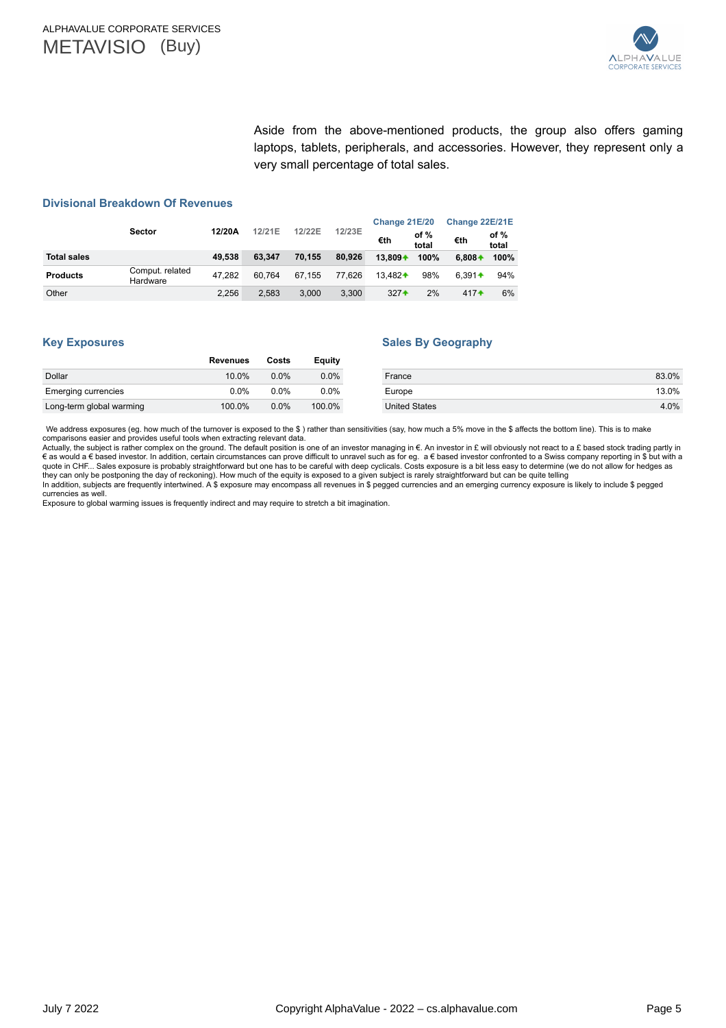Aside from the above-mentioned products, the group also offers gaming laptops, tablets, peripherals, and accessories. However, they represent only a very small percentage of total sales.

## Divisional Breakdown Of Revenues

| | Sector | 12/20A | 12/21E | 12/22E | 12/23E | Change 21E/20 | | Change 22E/21E | |
|---|---|---|---|---|---|---|---|---|---|
| | | | | | | €th | of % total | €th | of % total |
| **Total sales** | | **49,538** | **63,347** | **70,155** | **80,926** | **13,809** ↑ | **100%** | **6,808** ↑ | **100%** |
| **Products** | Comput. related Hardware | 47,282 | 60,764 | 67,155 | 77,626 | 13,482 ↑ | 98% | 6,391 ↑ | 94% |
| Other | | 2,256 | 2,583 | 3,000 | 3,300 | 327 ↑ | 2% | 417 ↑ | 6% |

## Key Exposures

| | Revenues | Costs | Equity |
|---|---|---|---|
| Dollar | 10.0% | 0.0% | 0.0% |
| Emerging currencies | 0.0% | 0.0% | 0.0% |
| Long-term global warming | 100.0% | 0.0% | 100.0% |

## Sales By Geography

| | |
|---|---|
| France | 83.0% |
| Europe | 13.0% |
| United States | 4.0% |

We address exposures (eg. how much of the turnover is exposed to the $ ) rather than sensitivities (say, how much a 5% move in the $ affects the bottom line). This is to make comparisons easier and provides useful tools when extracting relevant data.
Actually, the subject is rather complex on the ground. The default position is one of an investor managing in €. An investor in £ will obviously not react to a £ based stock trading partly in € as would a € based investor. In addition, certain circumstances can prove difficult to unravel such as for eg. a € based investor confronted to a Swiss company reporting in $ but with a quote in CHF... Sales exposure is probably straightforward but one has to be careful with deep cyclicals. Costs exposure is a bit less easy to determine (we do not allow for hedges as they can only be postponing the day of reckoning). How much of the equity is exposed to a given subject is rarely straightforward but can be quite telling
In addition, subjects are frequently intertwined. A $ exposure may encompass all revenues in $ pegged currencies and an emerging currency exposure is likely to include $ pegged currencies as well.
Exposure to global warming issues is frequently indirect and may require to stretch a bit imagination.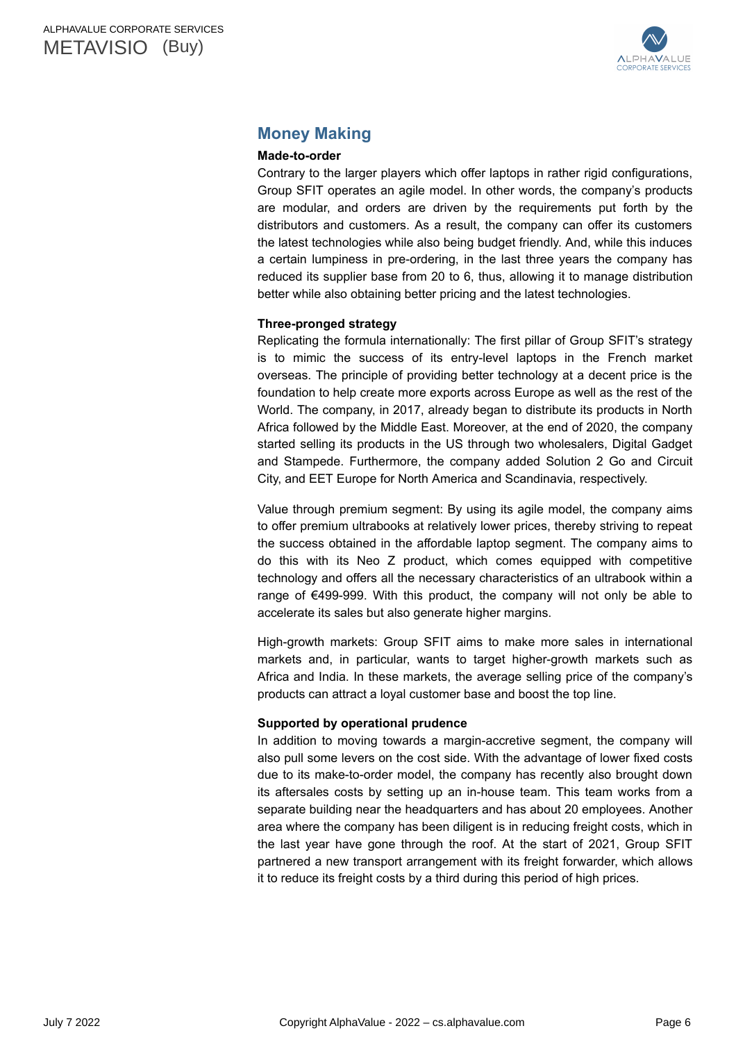## Money Making

**Made-to-order**

Contrary to the larger players which offer laptops in rather rigid configurations, Group SFIT operates an agile model. In other words, the company's products are modular, and orders are driven by the requirements put forth by the distributors and customers. As a result, the company can offer its customers the latest technologies while also being budget friendly. And, while this induces a certain lumpiness in pre-ordering, in the last three years the company has reduced its supplier base from 20 to 6, thus, allowing it to manage distribution better while also obtaining better pricing and the latest technologies.

**Three-pronged strategy**

Replicating the formula internationally: The first pillar of Group SFIT's strategy is to mimic the success of its entry-level laptops in the French market overseas. The principle of providing better technology at a decent price is the foundation to help create more exports across Europe as well as the rest of the World. The company, in 2017, already began to distribute its products in North Africa followed by the Middle East. Moreover, at the end of 2020, the company started selling its products in the US through two wholesalers, Digital Gadget and Stampede. Furthermore, the company added Solution 2 Go and Circuit City, and EET Europe for North America and Scandinavia, respectively.

Value through premium segment: By using its agile model, the company aims to offer premium ultrabooks at relatively lower prices, thereby striving to repeat the success obtained in the affordable laptop segment. The company aims to do this with its Neo Z product, which comes equipped with competitive technology and offers all the necessary characteristics of an ultrabook within a range of €499-999. With this product, the company will not only be able to accelerate its sales but also generate higher margins.

High-growth markets: Group SFIT aims to make more sales in international markets and, in particular, wants to target higher-growth markets such as Africa and India. In these markets, the average selling price of the company's products can attract a loyal customer base and boost the top line.

**Supported by operational prudence**

In addition to moving towards a margin-accretive segment, the company will also pull some levers on the cost side. With the advantage of lower fixed costs due to its make-to-order model, the company has recently also brought down its aftersales costs by setting up an in-house team. This team works from a separate building near the headquarters and has about 20 employees. Another area where the company has been diligent is in reducing freight costs, which in the last year have gone through the roof. At the start of 2021, Group SFIT partnered a new transport arrangement with its freight forwarder, which allows it to reduce its freight costs by a third during this period of high prices.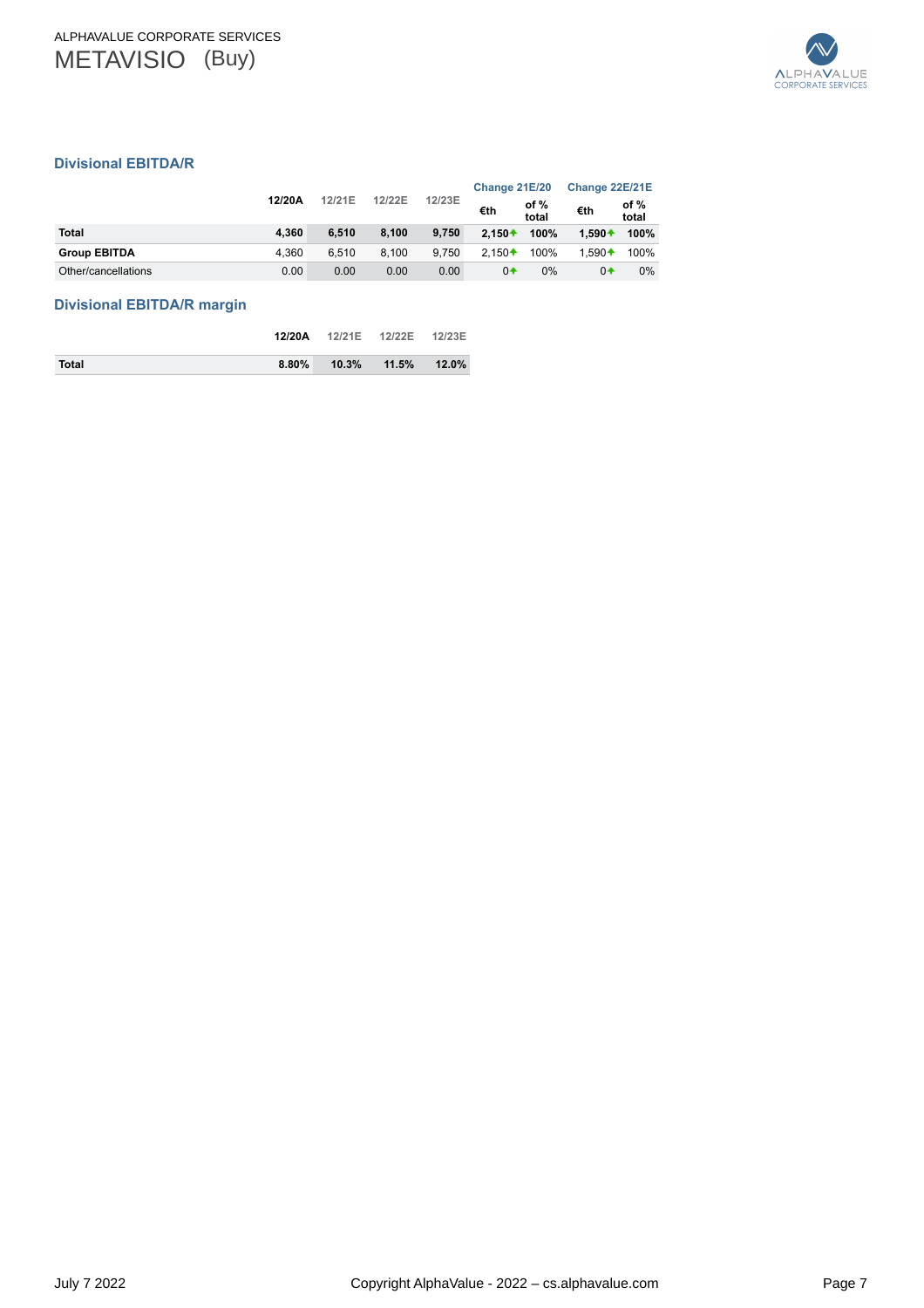## Divisional EBITDA/R

| | 12/20A | 12/21E | 12/22E | 12/23E | Change 21E/20 | | Change 22E/21E | |
|---|---|---|---|---|---|---|---|---|
| | | | | | €th | of % total | €th | of % total |
| **Total** | **4,360** | **6,510** | **8,100** | **9,750** | **2,150** | **100%** | **1,590** | **100%** |
| **Group EBITDA** | 4,360 | 6,510 | 8,100 | 9,750 | 2,150 | 100% | 1,590 | 100% |
| Other/cancellations | 0.00 | 0.00 | 0.00 | 0.00 | 0 | 0% | 0 | 0% |

## Divisional EBITDA/R margin

| | 12/20A | 12/21E | 12/22E | 12/23E |
|---|---|---|---|---|
| **Total** | **8.80%** | **10.3%** | **11.5%** | **12.0%** |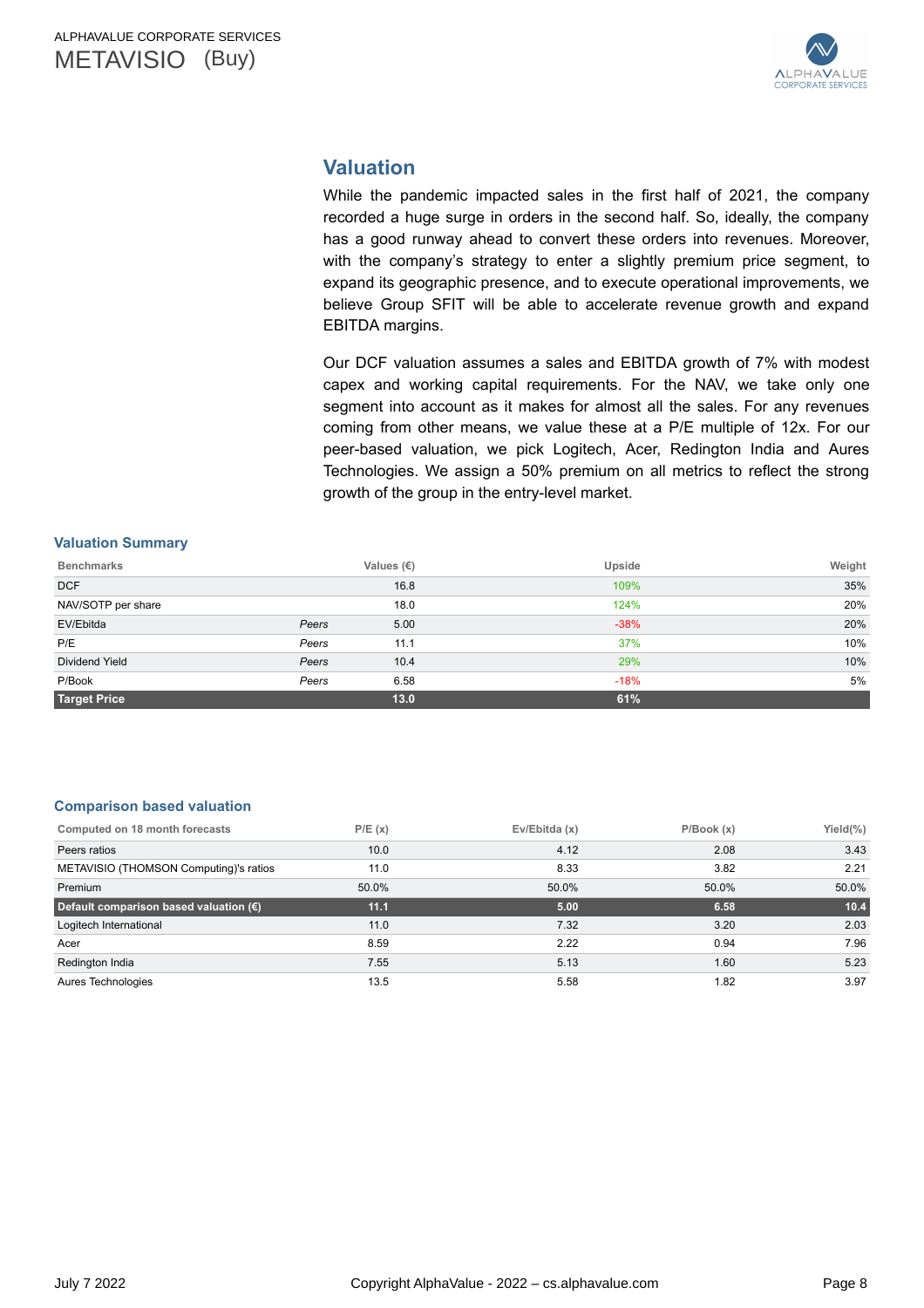## Valuation

While the pandemic impacted sales in the first half of 2021, the company recorded a huge surge in orders in the second half. So, ideally, the company has a good runway ahead to convert these orders into revenues. Moreover, with the company's strategy to enter a slightly premium price segment, to expand its geographic presence, and to execute operational improvements, we believe Group SFIT will be able to accelerate revenue growth and expand EBITDA margins.

Our DCF valuation assumes a sales and EBITDA growth of 7% with modest capex and working capital requirements. For the NAV, we take only one segment into account as it makes for almost all the sales. For any revenues coming from other means, we value these at a P/E multiple of 12x. For our peer-based valuation, we pick Logitech, Acer, Redington India and Aures Technologies. We assign a 50% premium on all metrics to reflect the strong growth of the group in the entry-level market.

### Valuation Summary

| Benchmarks | | Values (€) | Upside | Weight |
|---|---|---|---|---|
| DCF | | 16.8 | 109% | 35% |
| NAV/SOTP per share | | 18.0 | 124% | 20% |
| EV/Ebitda | *Peers* | 5.00 | -38% | 20% |
| P/E | *Peers* | 11.1 | 37% | 10% |
| Dividend Yield | *Peers* | 10.4 | 29% | 10% |
| P/Book | *Peers* | 6.58 | -18% | 5% |
| **Target Price** | | **13.0** | **61%** | |

### Comparison based valuation

| Computed on 18 month forecasts | P/E (x) | Ev/Ebitda (x) | P/Book (x) | Yield(%) |
|---|---|---|---|---|
| Peers ratios | 10.0 | 4.12 | 2.08 | 3.43 |
| METAVISIO (THOMSON Computing)'s ratios | 11.0 | 8.33 | 3.82 | 2.21 |
| Premium | 50.0% | 50.0% | 50.0% | 50.0% |
| **Default comparison based valuation (€)** | **11.1** | **5.00** | **6.58** | **10.4** |
| Logitech International | 11.0 | 7.32 | 3.20 | 2.03 |
| Acer | 8.59 | 2.22 | 0.94 | 7.96 |
| Redington India | 7.55 | 5.13 | 1.60 | 5.23 |
| Aures Technologies | 13.5 | 5.58 | 1.82 | 3.97 |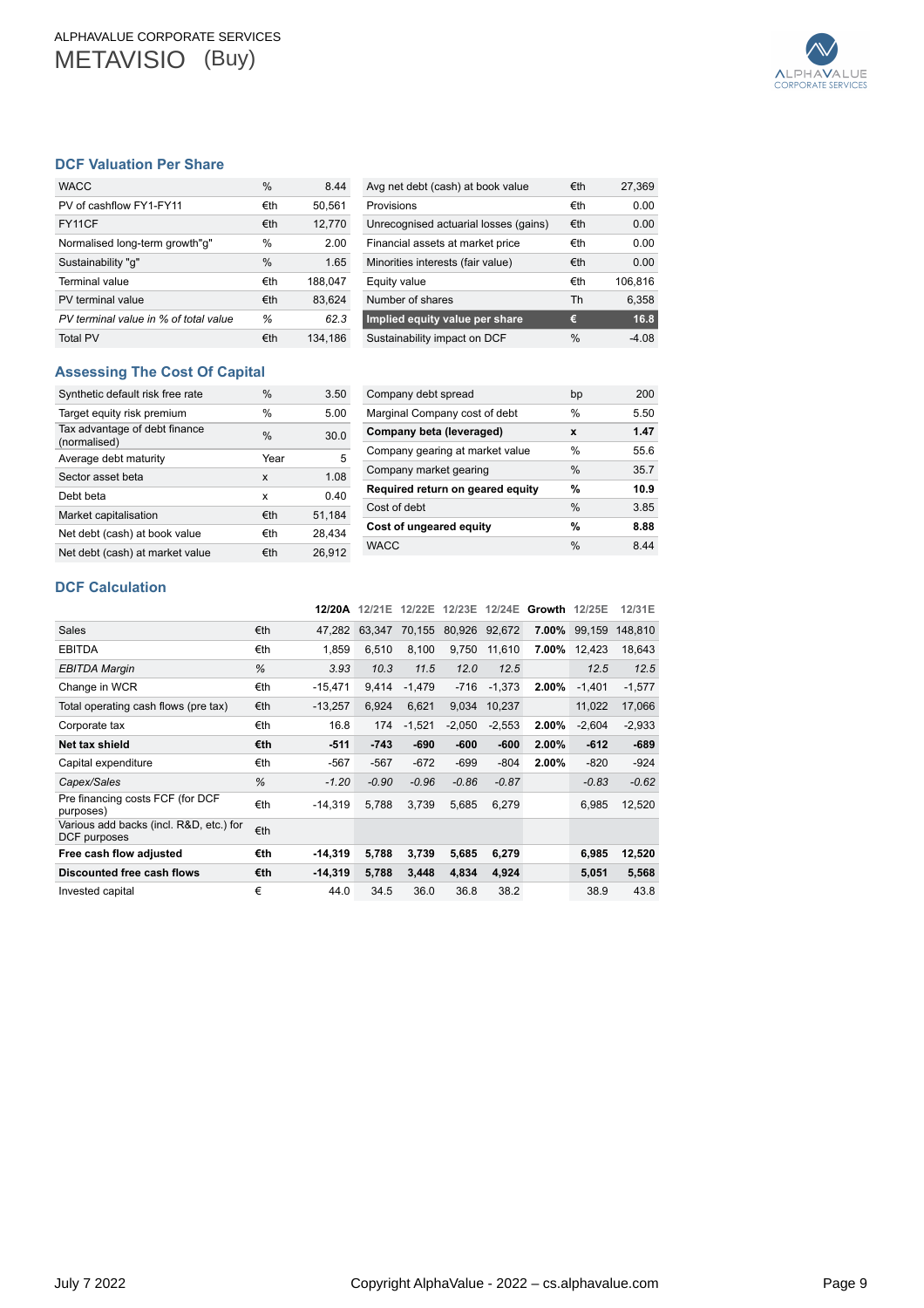## DCF Valuation Per Share

| | | |
|---|---|---|
| WACC | % | 8.44 |
| PV of cashflow FY1-FY11 | €th | 50,561 |
| FY11CF | €th | 12,770 |
| Normalised long-term growth"g" | % | 2.00 |
| Sustainability "g" | % | 1.65 |
| Terminal value | €th | 188,047 |
| PV terminal value | €th | 83,624 |
| *PV terminal value in % of total value* | *%* | *62.3* |
| Total PV | €th | 134,186 |

| | | |
|---|---|---|
| Avg net debt (cash) at book value | €th | 27,369 |
| Provisions | €th | 0.00 |
| Unrecognised actuarial losses (gains) | €th | 0.00 |
| Financial assets at market price | €th | 0.00 |
| Minorities interests (fair value) | €th | 0.00 |
| Equity value | €th | 106,816 |
| Number of shares | Th | 6,358 |
| **Implied equity value per share** | **€** | **16.8** |
| Sustainability impact on DCF | % | -4.08 |

## Assessing The Cost Of Capital

| | | |
|---|---|---|
| Synthetic default risk free rate | % | 3.50 |
| Target equity risk premium | % | 5.00 |
| Tax advantage of debt finance (normalised) | % | 30.0 |
| Average debt maturity | Year | 5 |
| Sector asset beta | x | 1.08 |
| Debt beta | x | 0.40 |
| Market capitalisation | €th | 51,184 |
| Net debt (cash) at book value | €th | 28,434 |
| Net debt (cash) at market value | €th | 26,912 |

| | | |
|---|---|---|
| Company debt spread | bp | 200 |
| Marginal Company cost of debt | % | 5.50 |
| **Company beta (leveraged)** | **x** | **1.47** |
| Company gearing at market value | % | 55.6 |
| Company market gearing | % | 35.7 |
| **Required return on geared equity** | **%** | **10.9** |
| Cost of debt | % | 3.85 |
| **Cost of ungeared equity** | **%** | **8.88** |
| WACC | % | 8.44 |

## DCF Calculation

| | | 12/20A | 12/21E | 12/22E | 12/23E | 12/24E | Growth | 12/25E | 12/31E |
|---|---|---|---|---|---|---|---|---|---|
| Sales | €th | 47,282 | 63,347 | 70,155 | 80,926 | 92,672 | **7.00%** | 99,159 | 148,810 |
| EBITDA | €th | 1,859 | 6,510 | 8,100 | 9,750 | 11,610 | **7.00%** | 12,423 | 18,643 |
| *EBITDA Margin* | *%* | *3.93* | *10.3* | *11.5* | *12.0* | *12.5* | | *12.5* | *12.5* |
| Change in WCR | €th | -15,471 | 9,414 | -1,479 | -716 | -1,373 | **2.00%** | -1,401 | -1,577 |
| Total operating cash flows (pre tax) | €th | -13,257 | 6,924 | 6,621 | 9,034 | 10,237 | | 11,022 | 17,066 |
| Corporate tax | €th | 16.8 | 174 | -1,521 | -2,050 | -2,553 | **2.00%** | -2,604 | -2,933 |
| **Net tax shield** | **€th** | **-511** | **-743** | **-690** | **-600** | **-600** | **2.00%** | **-612** | **-689** |
| Capital expenditure | €th | -567 | -567 | -672 | -699 | -804 | **2.00%** | -820 | -924 |
| *Capex/Sales* | *%* | *-1.20* | *-0.90* | *-0.96* | *-0.86* | *-0.87* | | *-0.83* | *-0.62* |
| Pre financing costs FCF (for DCF purposes) | €th | -14,319 | 5,788 | 3,739 | 5,685 | 6,279 | | 6,985 | 12,520 |
| Various add backs (incl. R&D, etc.) for DCF purposes | €th | | | | | | | | |
| **Free cash flow adjusted** | **€th** | **-14,319** | **5,788** | **3,739** | **5,685** | **6,279** | | **6,985** | **12,520** |
| **Discounted free cash flows** | **€th** | **-14,319** | **5,788** | **3,448** | **4,834** | **4,924** | | **5,051** | **5,568** |
| Invested capital | € | 44.0 | 34.5 | 36.0 | 36.8 | 38.2 | | 38.9 | 43.8 |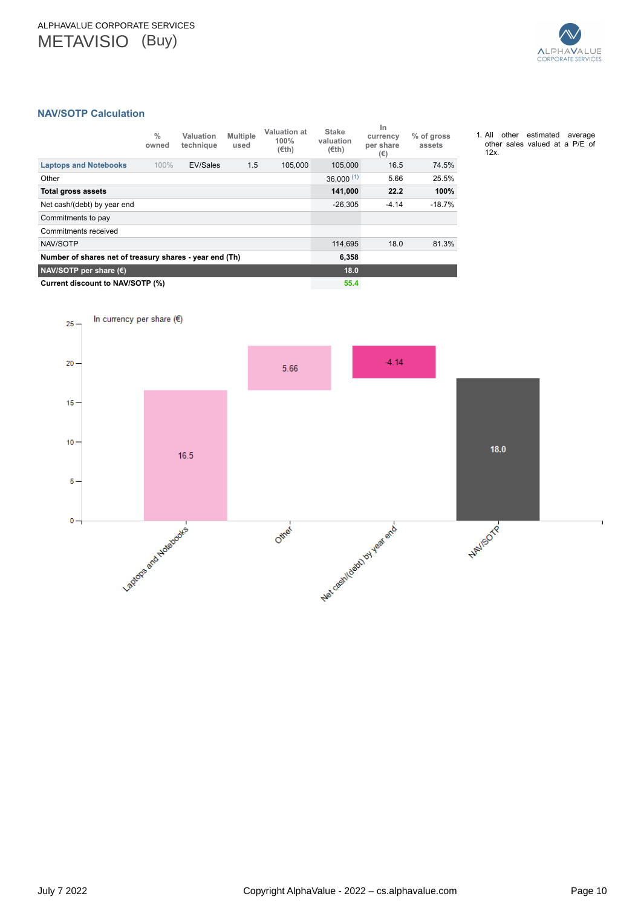## NAV/SOTP Calculation

| | % owned | Valuation technique | Multiple used | Valuation at 100% (€th) | Stake valuation (€th) | In currency per share (€) | % of gross assets |
|---|---|---|---|---|---|---|---|
| Laptops and Notebooks | 100% | EV/Sales | 1.5 | 105,000 | 105,000 | 16.5 | 74.5% |
| Other | | | | | 36,000 [1] | 5.66 | 25.5% |
| **Total gross assets** | | | | | **141,000** | **22.2** | **100%** |
| Net cash/(debt) by year end | | | | | -26,305 | -4.14 | -18.7% |
| Commitments to pay | | | | | | | |
| Commitments received | | | | | | | |
| NAV/SOTP | | | | | 114,695 | 18.0 | 81.3% |
| **Number of shares net of treasury shares - year end (Th)** | | | | | **6,358** | | |
| **NAV/SOTP per share (€)** | | | | | **18.0** | | |
| **Current discount to NAV/SOTP (%)** | | | | | **55.4** | | |

1. All other estimated average other sales valued at a P/E of 12x.

In currency per share (€)

| | Laptops and Notebooks | Other | Net cash/(debt) by year end | NAV/SOTP |
|---|---|---|---|---|
| Value | 16.5 | 5.66 | -4.14 | 18.0 |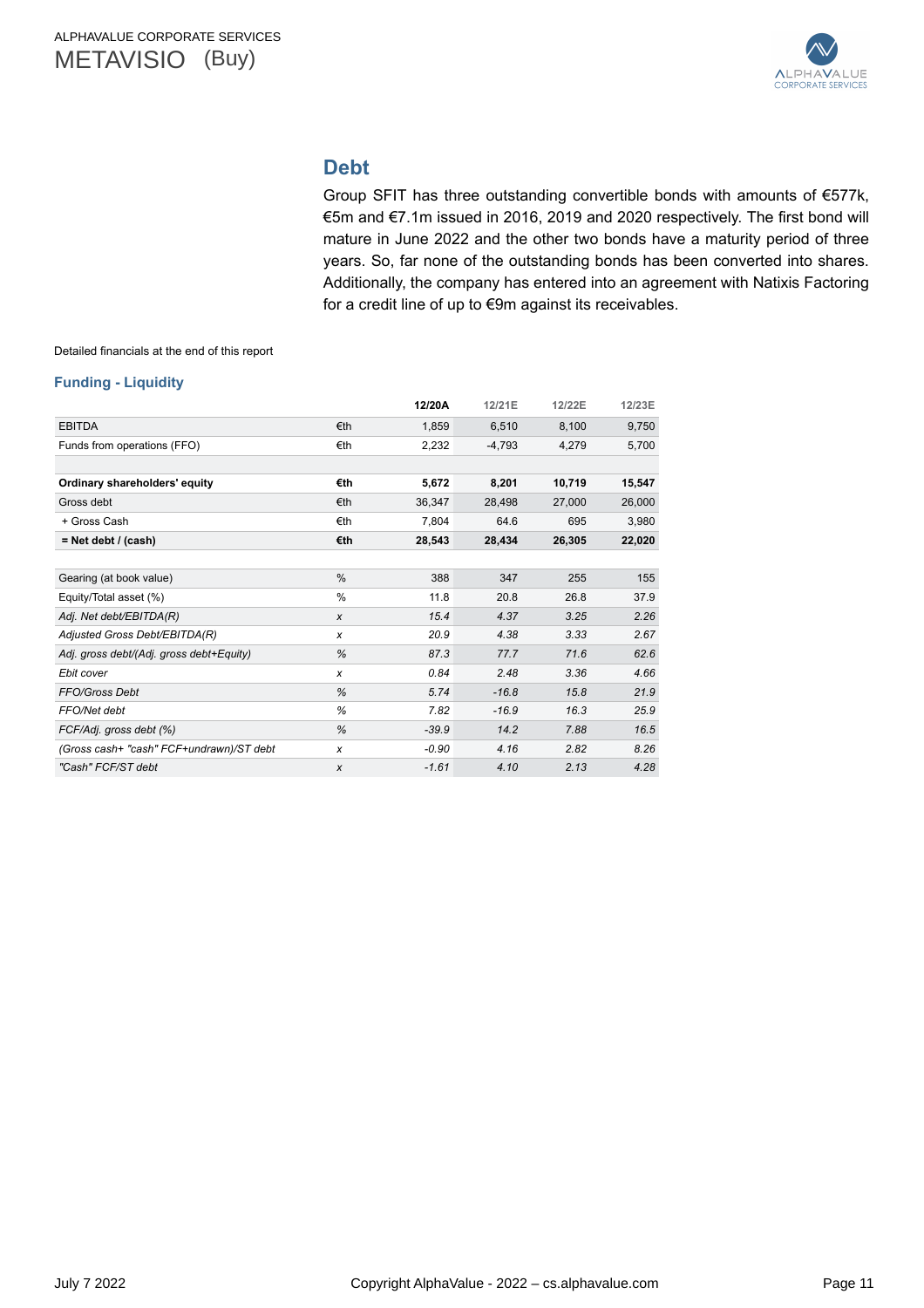## Debt

Group SFIT has three outstanding convertible bonds with amounts of €577k, €5m and €7.1m issued in 2016, 2019 and 2020 respectively. The first bond will mature in June 2022 and the other two bonds have a maturity period of three years. So, far none of the outstanding bonds has been converted into shares. Additionally, the company has entered into an agreement with Natixis Factoring for a credit line of up to €9m against its receivables.

Detailed financials at the end of this report

### Funding - Liquidity

| | | 12/20A | 12/21E | 12/22E | 12/23E |
|---|---|---|---|---|---|
| EBITDA | €th | 1,859 | 6,510 | 8,100 | 9,750 |
| Funds from operations (FFO) | €th | 2,232 | -4,793 | 4,279 | 5,700 |
| | | | | | |
| **Ordinary shareholders' equity** | **€th** | **5,672** | **8,201** | **10,719** | **15,547** |
| Gross debt | €th | 36,347 | 28,498 | 27,000 | 26,000 |
| + Gross Cash | €th | 7,804 | 64.6 | 695 | 3,980 |
| **= Net debt / (cash)** | **€th** | **28,543** | **28,434** | **26,305** | **22,020** |
| | | | | | |
| Gearing (at book value) | % | 388 | 347 | 255 | 155 |
| Equity/Total asset (%) | % | 11.8 | 20.8 | 26.8 | 37.9 |
| *Adj. Net debt/EBITDA(R)* | *x* | *15.4* | *4.37* | *3.25* | *2.26* |
| *Adjusted Gross Debt/EBITDA(R)* | *x* | *20.9* | *4.38* | *3.33* | *2.67* |
| *Adj. gross debt/(Adj. gross debt+Equity)* | *%* | *87.3* | *77.7* | *71.6* | *62.6* |
| *Ebit cover* | *x* | *0.84* | *2.48* | *3.36* | *4.66* |
| *FFO/Gross Debt* | *%* | *5.74* | *-16.8* | *15.8* | *21.9* |
| *FFO/Net debt* | *%* | *7.82* | *-16.9* | *16.3* | *25.9* |
| *FCF/Adj. gross debt (%)* | *%* | *-39.9* | *14.2* | *7.88* | *16.5* |
| *(Gross cash+ "cash" FCF+undrawn)/ST debt* | *x* | *-0.90* | *4.16* | *2.82* | *8.26* |
| *"Cash" FCF/ST debt* | *x* | *-1.61* | *4.10* | *2.13* | *4.28* |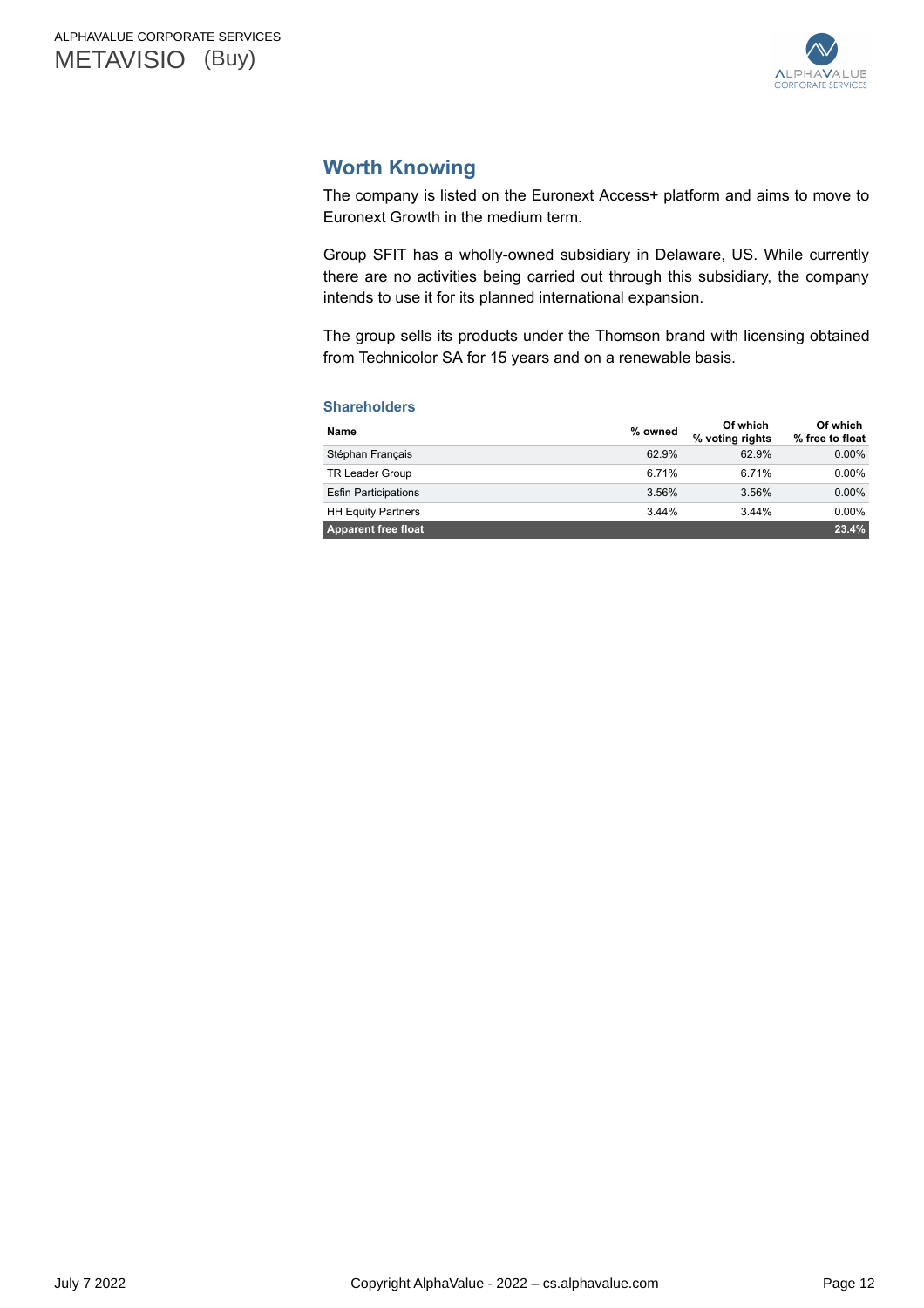## Worth Knowing

The company is listed on the Euronext Access+ platform and aims to move to Euronext Growth in the medium term.

Group SFIT has a wholly-owned subsidiary in Delaware, US. While currently there are no activities being carried out through this subsidiary, the company intends to use it for its planned international expansion.

The group sells its products under the Thomson brand with licensing obtained from Technicolor SA for 15 years and on a renewable basis.

### Shareholders

| Name | % owned | Of which % voting rights | Of which % free to float |
|---|---|---|---|
| Stéphan Français | 62.9% | 62.9% | 0.00% |
| TR Leader Group | 6.71% | 6.71% | 0.00% |
| Esfin Participations | 3.56% | 3.56% | 0.00% |
| HH Equity Partners | 3.44% | 3.44% | 0.00% |
| **Apparent free float** | | | **23.4%** |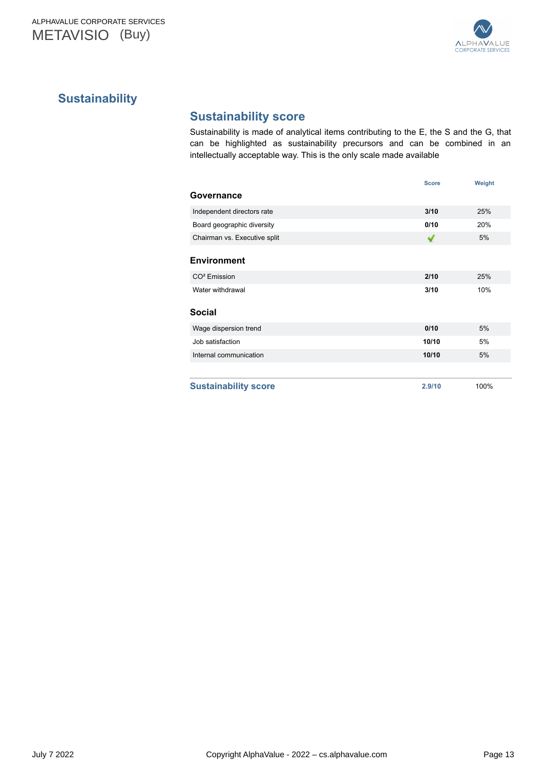# Sustainability

## Sustainability score

Sustainability is made of analytical items contributing to the E, the S and the G, that can be highlighted as sustainability precursors and can be combined in an intellectually acceptable way. This is the only scale made available

| | Score | Weight |
|---|---|---|
| **Governance** | | |
| Independent directors rate | **3/10** | 25% |
| Board geographic diversity | **0/10** | 20% |
| Chairman vs. Executive split | ✔ | 5% |
| **Environment** | | |
| $CO^2$ Emission | **2/10** | 25% |
| Water withdrawal | **3/10** | 10% |
| **Social** | | |
| Wage dispersion trend | **0/10** | 5% |
| Job satisfaction | **10/10** | 5% |
| Internal communication | **10/10** | 5% |
| **Sustainability score** | **2.9/10** | 100% |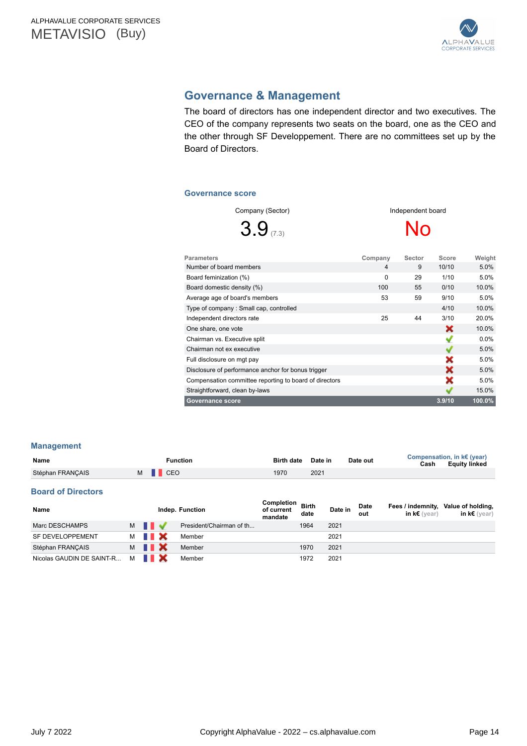## Governance & Management

The board of directors has one independent director and two executives. The CEO of the company represents two seats on the board, one as the CEO and the other through SF Developpement. There are no committees set up by the Board of Directors.

### Governance score

| Company (Sector) | Independent board |
|---|---|
| 3.9 (7.3) | No |

| Parameters | Company | Sector | Score | Weight |
|---|---|---|---|---|
| Number of board members | 4 | 9 | 10/10 | 5.0% |
| Board feminization (%) | 0 | 29 | 1/10 | 5.0% |
| Board domestic density (%) | 100 | 55 | 0/10 | 10.0% |
| Average age of board's members | 53 | 59 | 9/10 | 5.0% |
| Type of company : Small cap, controlled | | | 4/10 | 10.0% |
| Independent directors rate | 25 | 44 | 3/10 | 20.0% |
| One share, one vote | | | ✗ | 10.0% |
| Chairman vs. Executive split | | | ✓ | 0.0% |
| Chairman not ex executive | | | ✓ | 5.0% |
| Full disclosure on mgt pay | | | ✗ | 5.0% |
| Disclosure of performance anchor for bonus trigger | | | ✗ | 5.0% |
| Compensation committee reporting to board of directors | | | ✗ | 5.0% |
| Straightforward, clean by-laws | | | ✓ | 15.0% |
| **Governance score** | | | **3.9/10** | **100.0%** |

### Management

| Name | | Function | Birth date | Date in | Date out | Compensation, in k€ (year) Cash | Equity linked |
|---|---|---|---|---|---|---|---|
| Stéphan FRANÇAIS | M | CEO | 1970 | 2021 | | | |

### Board of Directors

| Name | | Indep. | Function | Completion of current mandate | Birth date | Date in | Date out | Fees / indemnity, in k€ (year) | Value of holding, in k€ (year) |
|---|---|---|---|---|---|---|---|---|---|
| Marc DESCHAMPS | M | ✓ | President/Chairman of th... | | 1964 | 2021 | | | |
| SF DEVELOPPEMENT | M | ✗ | Member | | | 2021 | | | |
| Stéphan FRANÇAIS | M | ✗ | Member | | 1970 | 2021 | | | |
| Nicolas GAUDIN DE SAINT-R... | M | ✗ | Member | | 1972 | 2021 | | | |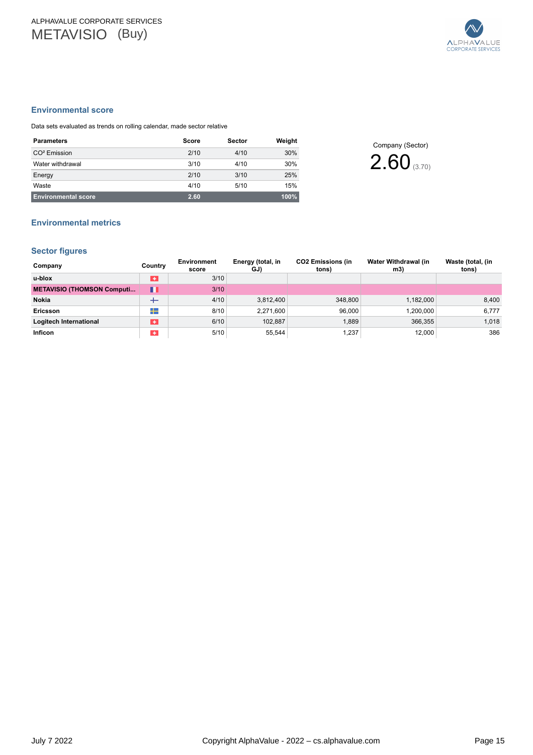## Environmental score

Data sets evaluated as trends on rolling calendar, made sector relative

| Parameters | Score | Sector | Weight |
|---|---|---|---|
| CO² Emission | 2/10 | 4/10 | 30% |
| Water withdrawal | 3/10 | 4/10 | 30% |
| Energy | 2/10 | 3/10 | 25% |
| Waste | 4/10 | 5/10 | 15% |
| **Environmental score** | **2.60** | | **100%** |

Company (Sector)

2.60 (3.70)

## Environmental metrics

## Sector figures

| Company | Country | Environment score | Energy (total, in GJ) | CO2 Emissions (in tons) | Water Withdrawal (in m3) | Waste (total, (in tons) |
|---|---|---|---|---|---|---|
| **u-blox** | | 3/10 | | | | |
| **METAVISIO (THOMSON Computi...** | | 3/10 | | | | |
| **Nokia** | | 4/10 | 3,812,400 | 348,800 | 1,182,000 | 8,400 |
| **Ericsson** | | 8/10 | 2,271,600 | 96,000 | 1,200,000 | 6,777 |
| **Logitech International** | | 6/10 | 102,887 | 1,889 | 366,355 | 1,018 |
| **Inficon** | | 5/10 | 55,544 | 1,237 | 12,000 | 386 |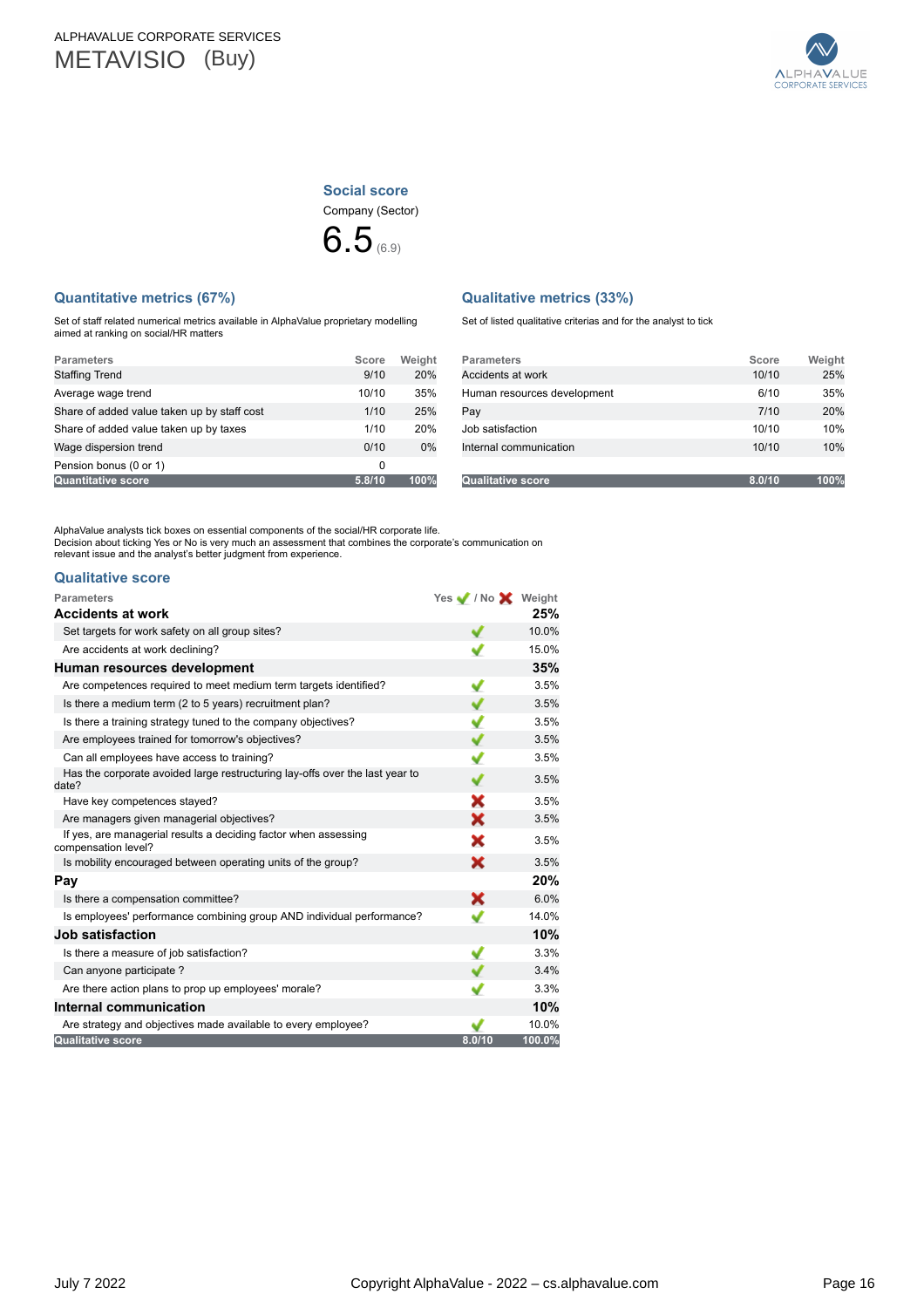ALPHAVALUE CORPORATE SERVICES

# METAVISIO (Buy)

## Social score

Company (Sector)

**6.5** (6.9)

### Quantitative metrics (67%)

Set of staff related numerical metrics available in AlphaValue proprietary modelling aimed at ranking on social/HR matters

| Parameters | Score | Weight |
|---|---|---|
| Staffing Trend | 9/10 | 20% |
| Average wage trend | 10/10 | 35% |
| Share of added value taken up by staff cost | 1/10 | 25% |
| Share of added value taken up by taxes | 1/10 | 20% |
| Wage dispersion trend | 0/10 | 0% |
| Pension bonus (0 or 1) | 0 | |
| **Quantitative score** | **5.8/10** | **100%** |

### Qualitative metrics (33%)

Set of listed qualitative criterias and for the analyst to tick

| Parameters | Score | Weight |
|---|---|---|
| Accidents at work | 10/10 | 25% |
| Human resources development | 6/10 | 35% |
| Pay | 7/10 | 20% |
| Job satisfaction | 10/10 | 10% |
| Internal communication | 10/10 | 10% |
| **Qualitative score** | **8.0/10** | **100%** |

AlphaValue analysts tick boxes on essential components of the social/HR corporate life.
Decision about ticking Yes or No is very much an assessment that combines the corporate's communication on relevant issue and the analyst's better judgment from experience.

### Qualitative score

| Parameters | Yes ✔ / No ✘ | Weight |
|---|---|---|
| **Accidents at work** | | **25%** |
| Set targets for work safety on all group sites? | ✔ | 10.0% |
| Are accidents at work declining? | ✔ | 15.0% |
| **Human resources development** | | **35%** |
| Are competences required to meet medium term targets identified? | ✔ | 3.5% |
| Is there a medium term (2 to 5 years) recruitment plan? | ✔ | 3.5% |
| Is there a training strategy tuned to the company objectives? | ✔ | 3.5% |
| Are employees trained for tomorrow's objectives? | ✔ | 3.5% |
| Can all employees have access to training? | ✔ | 3.5% |
| Has the corporate avoided large restructuring lay-offs over the last year to date? | ✔ | 3.5% |
| Have key competences stayed? | ✘ | 3.5% |
| Are managers given managerial objectives? | ✘ | 3.5% |
| If yes, are managerial results a deciding factor when assessing compensation level? | ✘ | 3.5% |
| Is mobility encouraged between operating units of the group? | ✘ | 3.5% |
| **Pay** | | **20%** |
| Is there a compensation committee? | ✘ | 6.0% |
| Is employees' performance combining group AND individual performance? | ✔ | 14.0% |
| **Job satisfaction** | | **10%** |
| Is there a measure of job satisfaction? | ✔ | 3.3% |
| Can anyone participate ? | ✔ | 3.4% |
| Are there action plans to prop up employees' morale? | ✔ | 3.3% |
| **Internal communication** | | **10%** |
| Are strategy and objectives made available to every employee? | ✔ | 10.0% |
| **Qualitative score** | **8.0/10** | **100.0%** |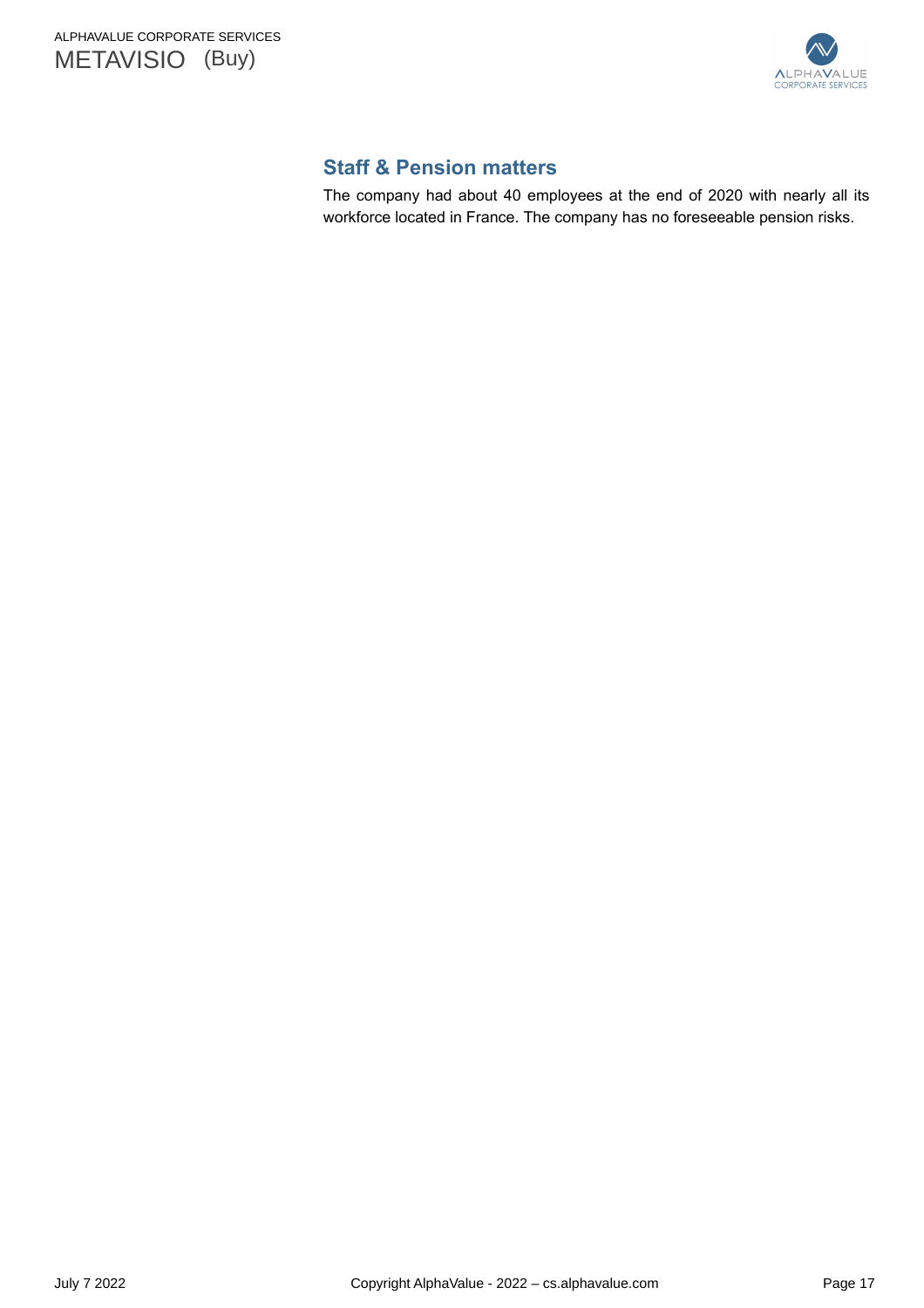## Staff & Pension matters

The company had about 40 employees at the end of 2020 with nearly all its workforce located in France. The company has no foreseeable pension risks.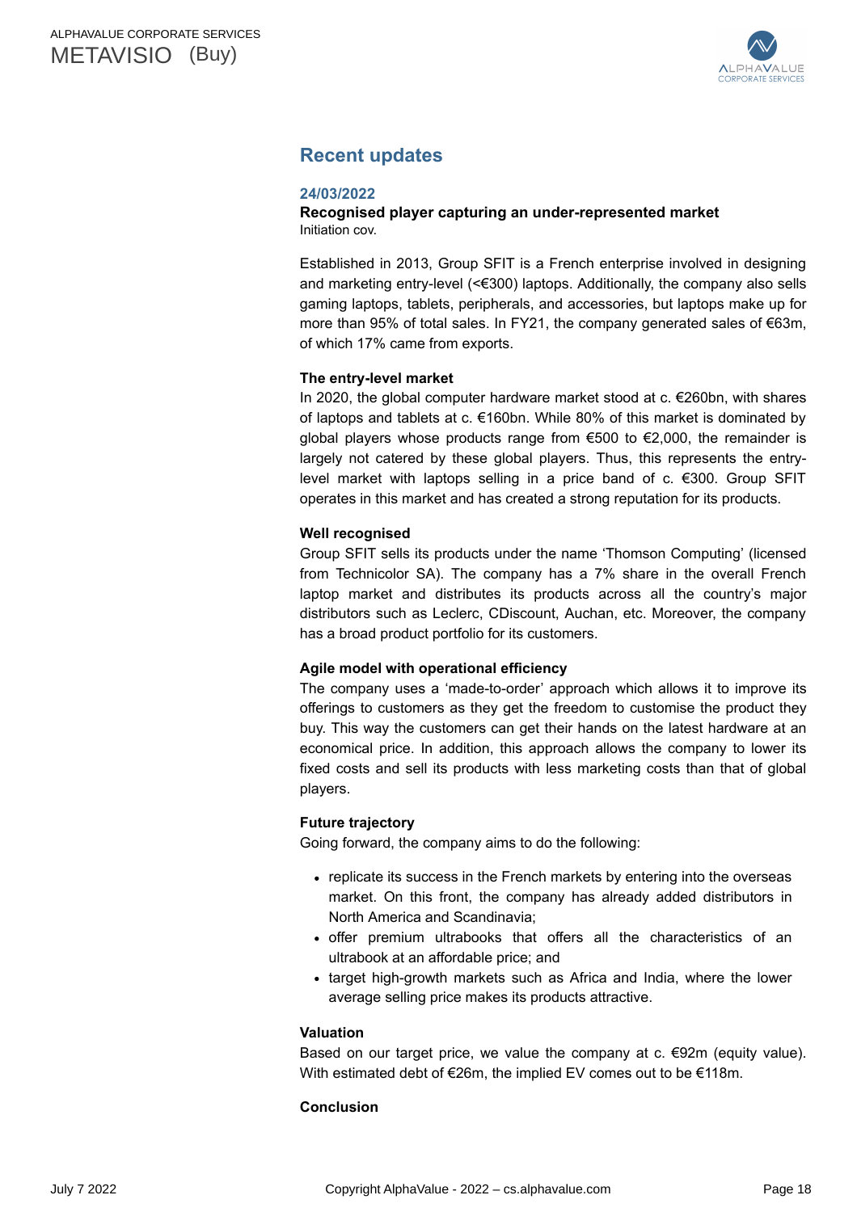## Recent updates

### 24/03/2022

**Recognised player capturing an under-represented market**
Initiation cov.

Established in 2013, Group SFIT is a French enterprise involved in designing and marketing entry-level (<€300) laptops. Additionally, the company also sells gaming laptops, tablets, peripherals, and accessories, but laptops make up for more than 95% of total sales. In FY21, the company generated sales of €63m, of which 17% came from exports.

**The entry-level market**

In 2020, the global computer hardware market stood at c. €260bn, with shares of laptops and tablets at c. €160bn. While 80% of this market is dominated by global players whose products range from €500 to €2,000, the remainder is largely not catered by these global players. Thus, this represents the entry-level market with laptops selling in a price band of c. €300. Group SFIT operates in this market and has created a strong reputation for its products.

**Well recognised**

Group SFIT sells its products under the name 'Thomson Computing' (licensed from Technicolor SA). The company has a 7% share in the overall French laptop market and distributes its products across all the country's major distributors such as Leclerc, CDiscount, Auchan, etc. Moreover, the company has a broad product portfolio for its customers.

**Agile model with operational efficiency**

The company uses a 'made-to-order' approach which allows it to improve its offerings to customers as they get the freedom to customise the product they buy. This way the customers can get their hands on the latest hardware at an economical price. In addition, this approach allows the company to lower its fixed costs and sell its products with less marketing costs than that of global players.

**Future trajectory**

Going forward, the company aims to do the following:

- replicate its success in the French markets by entering into the overseas market. On this front, the company has already added distributors in North America and Scandinavia;
- offer premium ultrabooks that offers all the characteristics of an ultrabook at an affordable price; and
- target high-growth markets such as Africa and India, where the lower average selling price makes its products attractive.

**Valuation**

Based on our target price, we value the company at c. €92m (equity value). With estimated debt of €26m, the implied EV comes out to be €118m.

**Conclusion**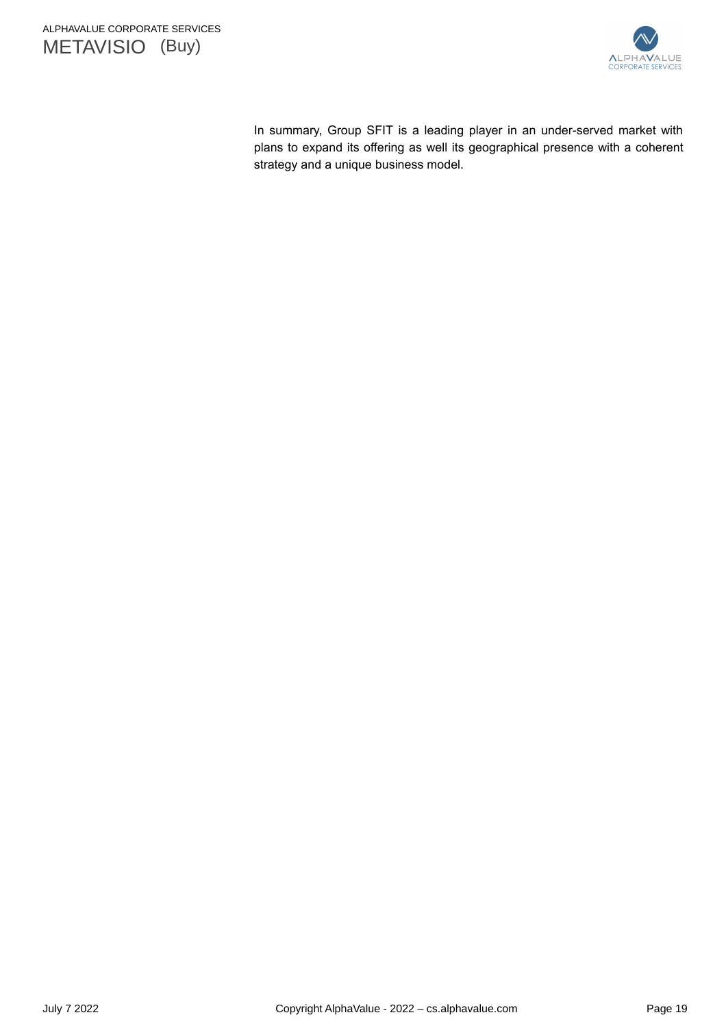In summary, Group SFIT is a leading player in an under-served market with plans to expand its offering as well its geographical presence with a coherent strategy and a unique business model.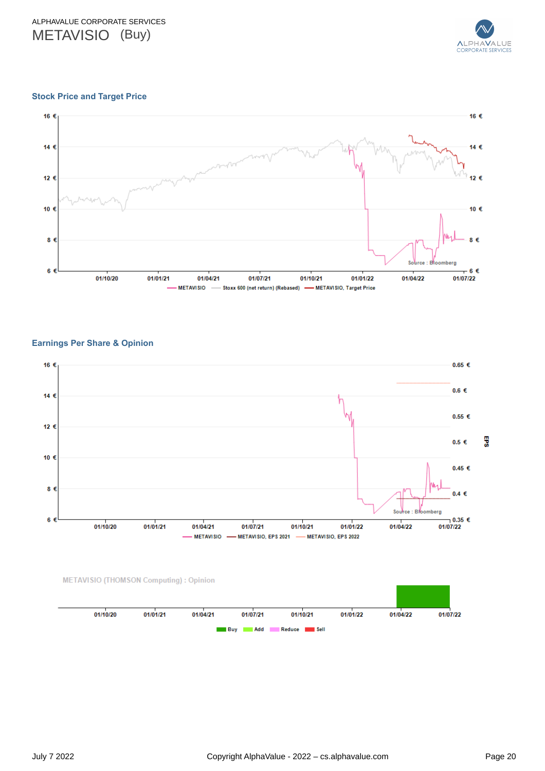## Stock Price and Target Price

## Earnings Per Share & Opinion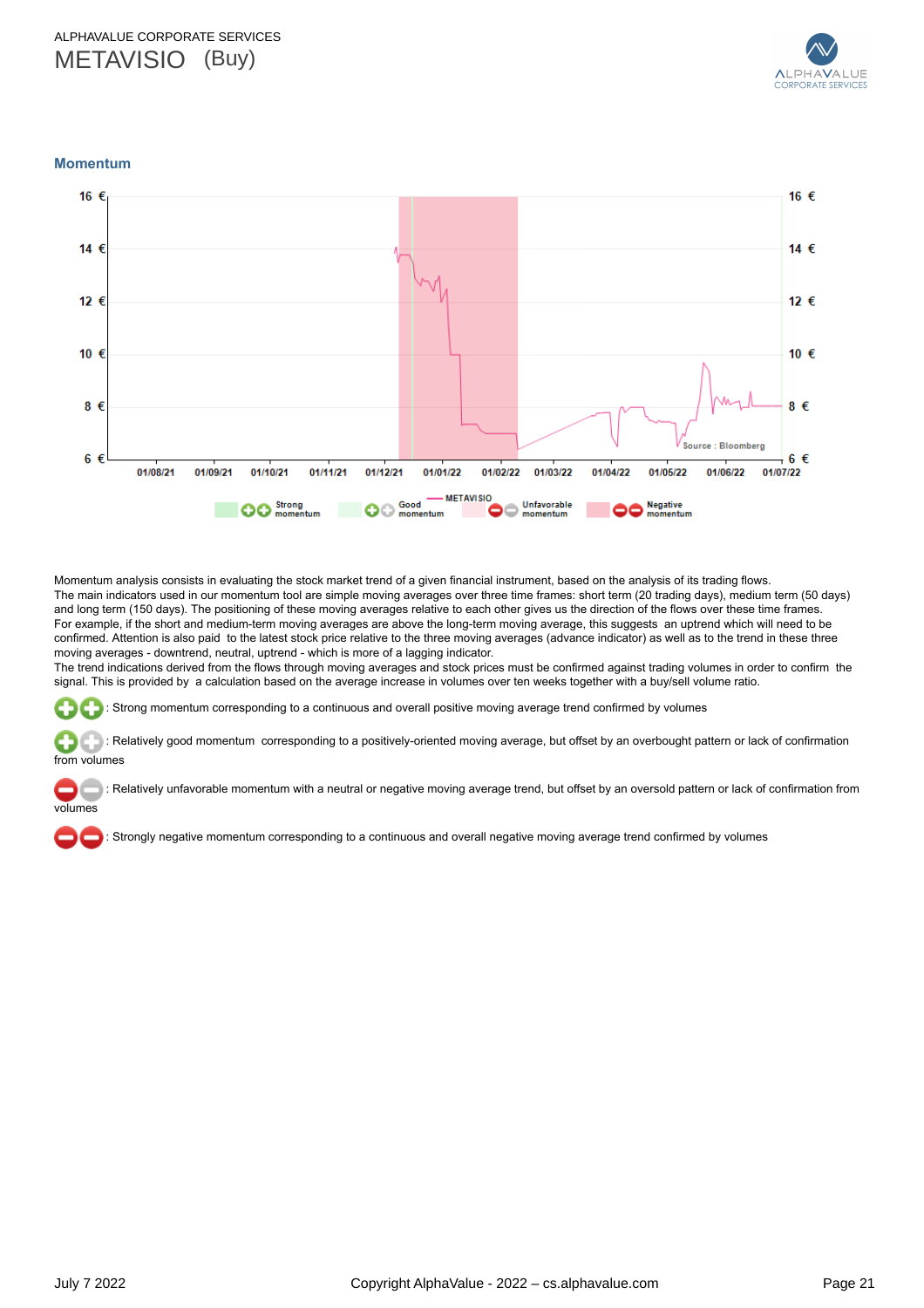ALPHAVALUE CORPORATE SERVICES

# METAVISIO (Buy)

## Momentum

Momentum analysis consists in evaluating the stock market trend of a given financial instrument, based on the analysis of its trading flows.
The main indicators used in our momentum tool are simple moving averages over three time frames: short term (20 trading days), medium term (50 days) and long term (150 days). The positioning of these moving averages relative to each other gives us the direction of the flows over these time frames.
For example, if the short and medium-term moving averages are above the long-term moving average, this suggests an uptrend which will need to be confirmed. Attention is also paid to the latest stock price relative to the three moving averages (advance indicator) as well as to the trend in these three moving averages - downtrend, neutral, uptrend - which is more of a lagging indicator.
The trend indications derived from the flows through moving averages and stock prices must be confirmed against trading volumes in order to confirm the signal. This is provided by a calculation based on the average increase in volumes over ten weeks together with a buy/sell volume ratio.

: Strong momentum corresponding to a continuous and overall positive moving average trend confirmed by volumes

: Relatively good momentum corresponding to a positively-oriented moving average, but offset by an overbought pattern or lack of confirmation from volumes

: Relatively unfavorable momentum with a neutral or negative moving average trend, but offset by an oversold pattern or lack of confirmation from volumes

: Strongly negative momentum corresponding to a continuous and overall negative moving average trend confirmed by volumes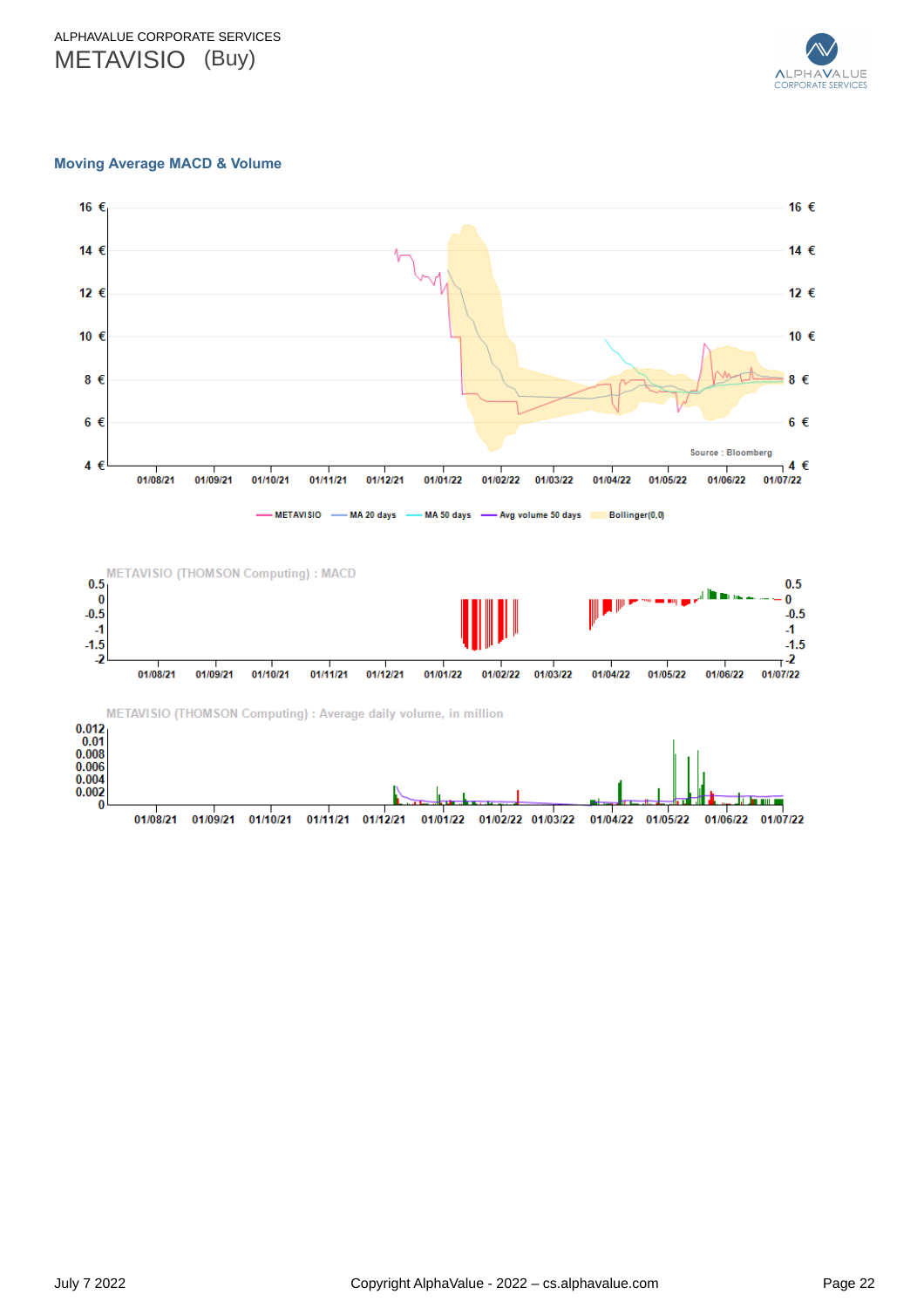## Moving Average MACD & Volume

Source : Bloomberg

METAVISIO — MA 20 days — MA 50 days — Avg volume 50 days — Bollinger(0,0)

METAVISIO (THOMSON Computing) : MACD

METAVISIO (THOMSON Computing) : Average daily volume, in million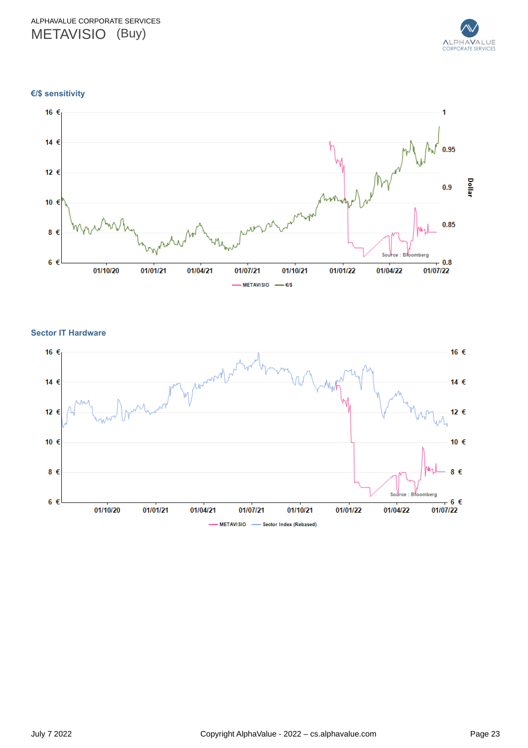## €/$ sensitivity

16 € | 1
14 € | 0.95
12 € | 0.9
10 € | 0.85
8 € | 0.8
6 €

Dollar

01/10/20 01/01/21 01/04/21 01/07/21 01/10/21 01/01/22 01/04/22 01/07/22

Source : Bloomberg

METAVISIO — €/$

## Sector IT Hardware

16 € | 16 €
14 € | 14 €
12 € | 12 €
10 € | 10 €
8 € | 8 €
6 € | 6 €

01/10/20 01/01/21 01/04/21 01/07/21 01/10/21 01/01/22 01/04/22 01/07/22

Source : Bloomberg

METAVISIO — Sector Index (Rebased)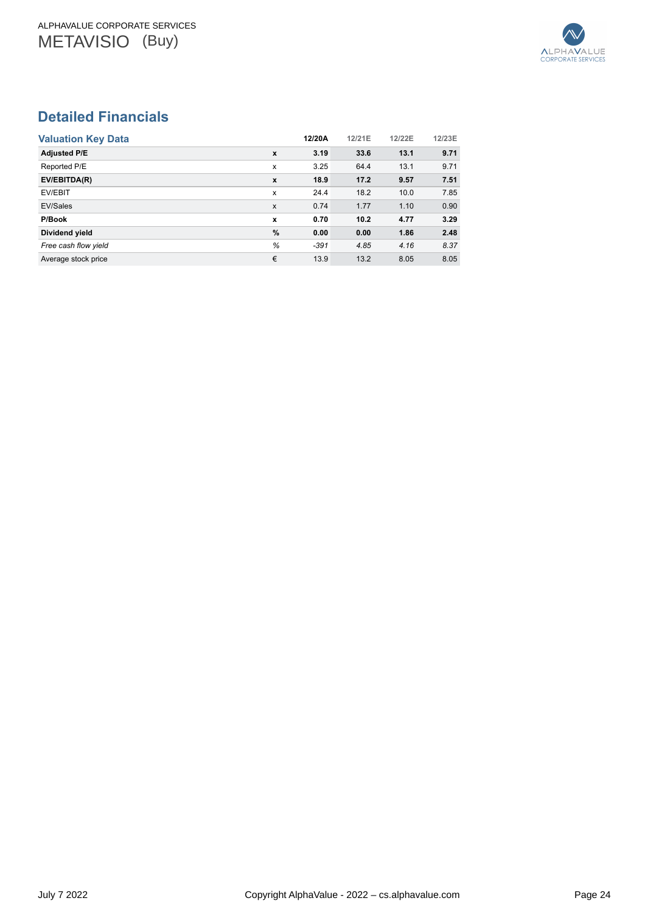## Detailed Financials

| Valuation Key Data | | 12/20A | 12/21E | 12/22E | 12/23E |
|---|---|---|---|---|---|
| **Adjusted P/E** | **x** | **3.19** | **33.6** | **13.1** | **9.71** |
| Reported P/E | x | 3.25 | 64.4 | 13.1 | 9.71 |
| **EV/EBITDA(R)** | **x** | **18.9** | **17.2** | **9.57** | **7.51** |
| EV/EBIT | x | 24.4 | 18.2 | 10.0 | 7.85 |
| EV/Sales | x | 0.74 | 1.77 | 1.10 | 0.90 |
| **P/Book** | **x** | **0.70** | **10.2** | **4.77** | **3.29** |
| **Dividend yield** | **%** | **0.00** | **0.00** | **1.86** | **2.48** |
| *Free cash flow yield* | *%* | *-391* | *4.85* | *4.16* | *8.37* |
| Average stock price | € | 13.9 | 13.2 | 8.05 | 8.05 |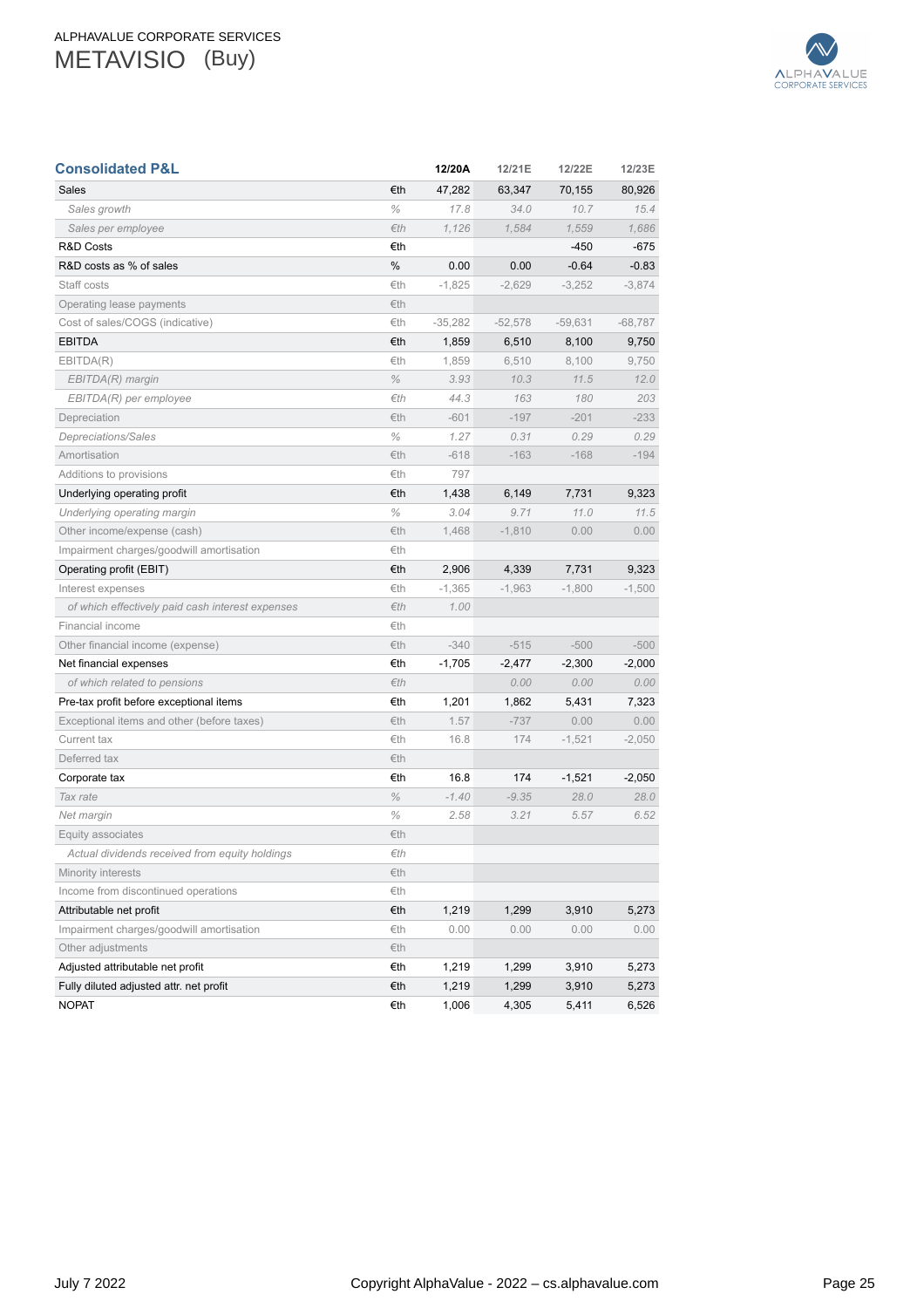## Consolidated P&L

| | | 12/20A | 12/21E | 12/22E | 12/23E |
|---|---|---|---|---|---|
| Sales | €th | 47,282 | 63,347 | 70,155 | 80,926 |
| *Sales growth* | % | 17.8 | 34.0 | 10.7 | 15.4 |
| *Sales per employee* | €th | 1,126 | 1,584 | 1,559 | 1,686 |
| R&D Costs | €th | | | -450 | -675 |
| R&D costs as % of sales | % | 0.00 | 0.00 | -0.64 | -0.83 |
| Staff costs | €th | -1,825 | -2,629 | -3,252 | -3,874 |
| Operating lease payments | €th | | | | |
| Cost of sales/COGS (indicative) | €th | -35,282 | -52,578 | -59,631 | -68,787 |
| EBITDA | €th | 1,859 | 6,510 | 8,100 | 9,750 |
| EBITDA(R) | €th | 1,859 | 6,510 | 8,100 | 9,750 |
| *EBITDA(R) margin* | % | 3.93 | 10.3 | 11.5 | 12.0 |
| *EBITDA(R) per employee* | €th | 44.3 | 163 | 180 | 203 |
| Depreciation | €th | -601 | -197 | -201 | -233 |
| *Depreciations/Sales* | % | 1.27 | 0.31 | 0.29 | 0.29 |
| Amortisation | €th | -618 | -163 | -168 | -194 |
| Additions to provisions | €th | 797 | | | |
| Underlying operating profit | €th | 1,438 | 6,149 | 7,731 | 9,323 |
| *Underlying operating margin* | % | 3.04 | 9.71 | 11.0 | 11.5 |
| Other income/expense (cash) | €th | 1,468 | -1,810 | 0.00 | 0.00 |
| Impairment charges/goodwill amortisation | €th | | | | |
| Operating profit (EBIT) | €th | 2,906 | 4,339 | 7,731 | 9,323 |
| Interest expenses | €th | -1,365 | -1,963 | -1,800 | -1,500 |
| *of which effectively paid cash interest expenses* | €th | 1.00 | | | |
| Financial income | €th | | | | |
| Other financial income (expense) | €th | -340 | -515 | -500 | -500 |
| Net financial expenses | €th | -1,705 | -2,477 | -2,300 | -2,000 |
| *of which related to pensions* | €th | | 0.00 | 0.00 | 0.00 |
| Pre-tax profit before exceptional items | €th | 1,201 | 1,862 | 5,431 | 7,323 |
| Exceptional items and other (before taxes) | €th | 1.57 | -737 | 0.00 | 0.00 |
| Current tax | €th | 16.8 | 174 | -1,521 | -2,050 |
| Deferred tax | €th | | | | |
| Corporate tax | €th | 16.8 | 174 | -1,521 | -2,050 |
| *Tax rate* | % | -1.40 | -9.35 | 28.0 | 28.0 |
| *Net margin* | % | 2.58 | 3.21 | 5.57 | 6.52 |
| Equity associates | €th | | | | |
| *Actual dividends received from equity holdings* | €th | | | | |
| Minority interests | €th | | | | |
| Income from discontinued operations | €th | | | | |
| Attributable net profit | €th | 1,219 | 1,299 | 3,910 | 5,273 |
| Impairment charges/goodwill amortisation | €th | 0.00 | 0.00 | 0.00 | 0.00 |
| Other adjustments | €th | | | | |
| Adjusted attributable net profit | €th | 1,219 | 1,299 | 3,910 | 5,273 |
| Fully diluted adjusted attr. net profit | €th | 1,219 | 1,299 | 3,910 | 5,273 |
| NOPAT | €th | 1,006 | 4,305 | 5,411 | 6,526 |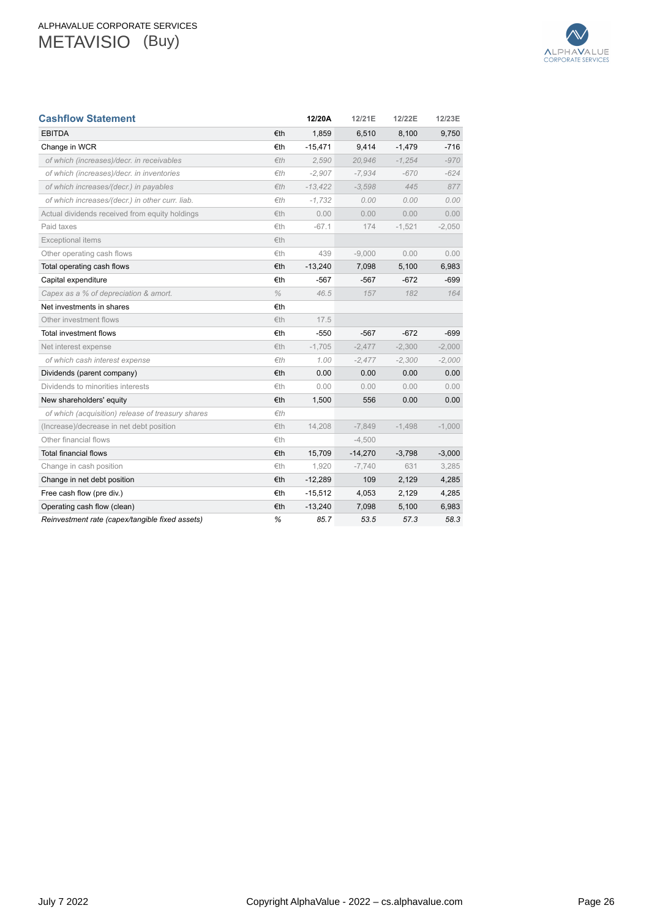## Cashflow Statement

| | | 12/20A | 12/21E | 12/22E | 12/23E |
|---|---|---|---|---|---|
| EBITDA | €th | 1,859 | 6,510 | 8,100 | 9,750 |
| Change in WCR | €th | -15,471 | 9,414 | -1,479 | -716 |
| *of which (increases)/decr. in receivables* | *€th* | *2,590* | *20,946* | *-1,254* | *-970* |
| *of which (increases)/decr. in inventories* | *€th* | *-2,907* | *-7,934* | *-670* | *-624* |
| *of which increases/(decr.) in payables* | *€th* | *-13,422* | *-3,598* | *445* | *877* |
| *of which increases/(decr.) in other curr. liab.* | *€th* | *-1,732* | *0.00* | *0.00* | *0.00* |
| Actual dividends received from equity holdings | €th | 0.00 | 0.00 | 0.00 | 0.00 |
| Paid taxes | €th | -67.1 | 174 | -1,521 | -2,050 |
| Exceptional items | €th | | | | |
| Other operating cash flows | €th | 439 | -9,000 | 0.00 | 0.00 |
| Total operating cash flows | €th | -13,240 | 7,098 | 5,100 | 6,983 |
| Capital expenditure | €th | -567 | -567 | -672 | -699 |
| *Capex as a % of depreciation & amort.* | *%* | *46.5* | *157* | *182* | *164* |
| Net investments in shares | €th | | | | |
| Other investment flows | €th | 17.5 | | | |
| Total investment flows | €th | -550 | -567 | -672 | -699 |
| Net interest expense | €th | -1,705 | -2,477 | -2,300 | -2,000 |
| *of which cash interest expense* | *€th* | *1.00* | *-2,477* | *-2,300* | *-2,000* |
| Dividends (parent company) | €th | 0.00 | 0.00 | 0.00 | 0.00 |
| Dividends to minorities interests | €th | 0.00 | 0.00 | 0.00 | 0.00 |
| New shareholders' equity | €th | 1,500 | 556 | 0.00 | 0.00 |
| *of which (acquisition) release of treasury shares* | *€th* | | | | |
| (Increase)/decrease in net debt position | €th | 14,208 | -7,849 | -1,498 | -1,000 |
| Other financial flows | €th | | -4,500 | | |
| Total financial flows | €th | 15,709 | -14,270 | -3,798 | -3,000 |
| Change in cash position | €th | 1,920 | -7,740 | 631 | 3,285 |
| Change in net debt position | €th | -12,289 | 109 | 2,129 | 4,285 |
| Free cash flow (pre div.) | €th | -15,512 | 4,053 | 2,129 | 4,285 |
| Operating cash flow (clean) | €th | -13,240 | 7,098 | 5,100 | 6,983 |
| *Reinvestment rate (capex/tangible fixed assets)* | *%* | *85.7* | *53.5* | *57.3* | *58.3* |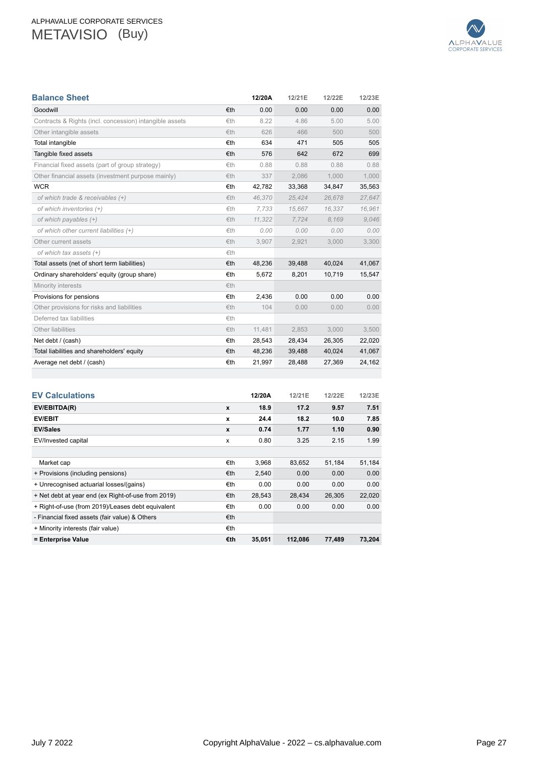## Balance Sheet

| | | 12/20A | 12/21E | 12/22E | 12/23E |
|---|---|---|---|---|---|
| Goodwill | €th | 0.00 | 0.00 | 0.00 | 0.00 |
| Contracts & Rights (incl. concession) intangible assets | €th | 8.22 | 4.86 | 5.00 | 5.00 |
| Other intangible assets | €th | 626 | 466 | 500 | 500 |
| Total intangible | €th | 634 | 471 | 505 | 505 |
| Tangible fixed assets | €th | 576 | 642 | 672 | 699 |
| Financial fixed assets (part of group strategy) | €th | 0.88 | 0.88 | 0.88 | 0.88 |
| Other financial assets (investment purpose mainly) | €th | 337 | 2,086 | 1,000 | 1,000 |
| WCR | €th | 42,782 | 33,368 | 34,847 | 35,563 |
| *of which trade & receivables (+)* | *€th* | *46,370* | *25,424* | *26,678* | *27,647* |
| *of which inventories (+)* | *€th* | *7,733* | *15,667* | *16,337* | *16,961* |
| *of which payables (+)* | *€th* | *11,322* | *7,724* | *8,169* | *9,046* |
| *of which other current liabilities (+)* | *€th* | *0.00* | *0.00* | *0.00* | *0.00* |
| Other current assets | €th | 3,907 | 2,921 | 3,000 | 3,300 |
| *of which tax assets (+)* | *€th* | | | | |
| Total assets (net of short term liabilities) | €th | 48,236 | 39,488 | 40,024 | 41,067 |
| Ordinary shareholders' equity (group share) | €th | 5,672 | 8,201 | 10,719 | 15,547 |
| Minority interests | €th | | | | |
| Provisions for pensions | €th | 2,436 | 0.00 | 0.00 | 0.00 |
| Other provisions for risks and liabilities | €th | 104 | 0.00 | 0.00 | 0.00 |
| Deferred tax liabilities | €th | | | | |
| Other liabilities | €th | 11,481 | 2,853 | 3,000 | 3,500 |
| Net debt / (cash) | €th | 28,543 | 28,434 | 26,305 | 22,020 |
| Total liabilities and shareholders' equity | €th | 48,236 | 39,488 | 40,024 | 41,067 |
| Average net debt / (cash) | €th | 21,997 | 28,488 | 27,369 | 24,162 |

## EV Calculations

| | | 12/20A | 12/21E | 12/22E | 12/23E |
|---|---|---|---|---|---|
| **EV/EBITDA(R)** | **x** | **18.9** | **17.2** | **9.57** | **7.51** |
| **EV/EBIT** | **x** | **24.4** | **18.2** | **10.0** | **7.85** |
| **EV/Sales** | **x** | **0.74** | **1.77** | **1.10** | **0.90** |
| EV/Invested capital | x | 0.80 | 3.25 | 2.15 | 1.99 |
| | | | | | |
| Market cap | €th | 3,968 | 83,652 | 51,184 | 51,184 |
| + Provisions (including pensions) | €th | 2,540 | 0.00 | 0.00 | 0.00 |
| + Unrecognised actuarial losses/(gains) | €th | 0.00 | 0.00 | 0.00 | 0.00 |
| + Net debt at year end (ex Right-of-use from 2019) | €th | 28,543 | 28,434 | 26,305 | 22,020 |
| + Right-of-use (from 2019)/Leases debt equivalent | €th | 0.00 | 0.00 | 0.00 | 0.00 |
| - Financial fixed assets (fair value) & Others | €th | | | | |
| + Minority interests (fair value) | €th | | | | |
| **= Enterprise Value** | **€th** | **35,051** | **112,086** | **77,489** | **73,204** |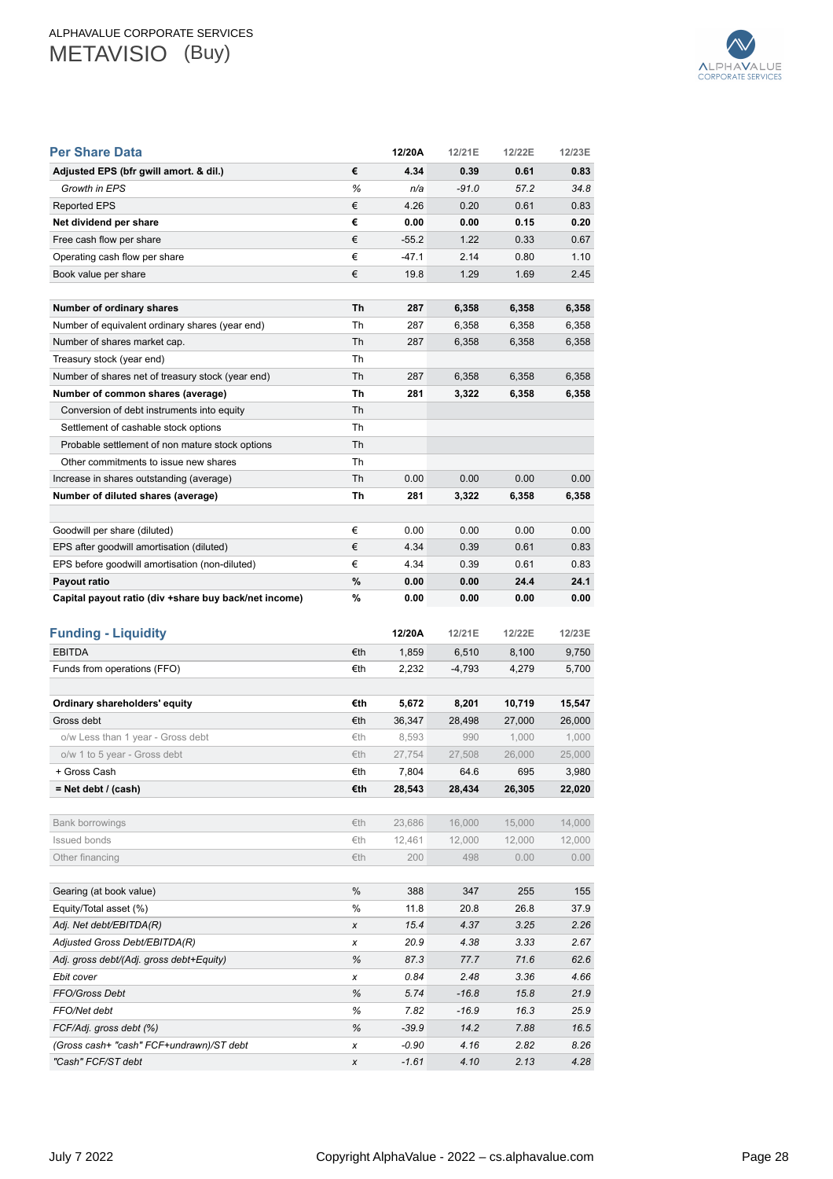## Per Share Data

| Per Share Data | | 12/20A | 12/21E | 12/22E | 12/23E |
|---|---|---|---|---|---|
| **Adjusted EPS (bfr gwill amort. & dil.)** | **€** | **4.34** | **0.39** | **0.61** | **0.83** |
| *Growth in EPS* | *%* | *n/a* | *-91.0* | *57.2* | *34.8* |
| Reported EPS | € | 4.26 | 0.20 | 0.61 | 0.83 |
| **Net dividend per share** | **€** | **0.00** | **0.00** | **0.15** | **0.20** |
| Free cash flow per share | € | -55.2 | 1.22 | 0.33 | 0.67 |
| Operating cash flow per share | € | -47.1 | 2.14 | 0.80 | 1.10 |
| Book value per share | € | 19.8 | 1.29 | 1.69 | 2.45 |
| | | | | | |
| **Number of ordinary shares** | **Th** | **287** | **6,358** | **6,358** | **6,358** |
| Number of equivalent ordinary shares (year end) | Th | 287 | 6,358 | 6,358 | 6,358 |
| Number of shares market cap. | Th | 287 | 6,358 | 6,358 | 6,358 |
| Treasury stock (year end) | Th | | | | |
| Number of shares net of treasury stock (year end) | Th | 287 | 6,358 | 6,358 | 6,358 |
| **Number of common shares (average)** | **Th** | **281** | **3,322** | **6,358** | **6,358** |
| Conversion of debt instruments into equity | Th | | | | |
| Settlement of cashable stock options | Th | | | | |
| Probable settlement of non mature stock options | Th | | | | |
| Other commitments to issue new shares | Th | | | | |
| Increase in shares outstanding (average) | Th | 0.00 | 0.00 | 0.00 | 0.00 |
| **Number of diluted shares (average)** | **Th** | **281** | **3,322** | **6,358** | **6,358** |
| | | | | | |
| Goodwill per share (diluted) | € | 0.00 | 0.00 | 0.00 | 0.00 |
| EPS after goodwill amortisation (diluted) | € | 4.34 | 0.39 | 0.61 | 0.83 |
| EPS before goodwill amortisation (non-diluted) | € | 4.34 | 0.39 | 0.61 | 0.83 |
| **Payout ratio** | **%** | **0.00** | **0.00** | **24.4** | **24.1** |
| **Capital payout ratio (div +share buy back/net income)** | **%** | **0.00** | **0.00** | **0.00** | **0.00** |

## Funding - Liquidity

| Funding - Liquidity | | 12/20A | 12/21E | 12/22E | 12/23E |
|---|---|---|---|---|---|
| EBITDA | €th | 1,859 | 6,510 | 8,100 | 9,750 |
| Funds from operations (FFO) | €th | 2,232 | -4,793 | 4,279 | 5,700 |
| | | | | | |
| **Ordinary shareholders' equity** | **€th** | **5,672** | **8,201** | **10,719** | **15,547** |
| Gross debt | €th | 36,347 | 28,498 | 27,000 | 26,000 |
| o/w Less than 1 year - Gross debt | €th | 8,593 | 990 | 1,000 | 1,000 |
| o/w 1 to 5 year - Gross debt | €th | 27,754 | 27,508 | 26,000 | 25,000 |
| + Gross Cash | €th | 7,804 | 64.6 | 695 | 3,980 |
| **= Net debt / (cash)** | **€th** | **28,543** | **28,434** | **26,305** | **22,020** |
| | | | | | |
| Bank borrowings | €th | 23,686 | 16,000 | 15,000 | 14,000 |
| Issued bonds | €th | 12,461 | 12,000 | 12,000 | 12,000 |
| Other financing | €th | 200 | 498 | 0.00 | 0.00 |
| | | | | | |
| Gearing (at book value) | % | 388 | 347 | 255 | 155 |
| Equity/Total asset (%) | % | 11.8 | 20.8 | 26.8 | 37.9 |
| *Adj. Net debt/EBITDA(R)* | *x* | *15.4* | *4.37* | *3.25* | *2.26* |
| *Adjusted Gross Debt/EBITDA(R)* | *x* | *20.9* | *4.38* | *3.33* | *2.67* |
| *Adj. gross debt/(Adj. gross debt+Equity)* | *%* | *87.3* | *77.7* | *71.6* | *62.6* |
| *Ebit cover* | *x* | *0.84* | *2.48* | *3.36* | *4.66* |
| *FFO/Gross Debt* | *%* | *5.74* | *-16.8* | *15.8* | *21.9* |
| *FFO/Net debt* | *%* | *7.82* | *-16.9* | *16.3* | *25.9* |
| *FCF/Adj. gross debt (%)* | *%* | *-39.9* | *14.2* | *7.88* | *16.5* |
| *(Gross cash+ "cash" FCF+undrawn)/ST debt* | *x* | *-0.90* | *4.16* | *2.82* | *8.26* |
| *"Cash" FCF/ST debt* | *x* | *-1.61* | *4.10* | *2.13* | *4.28* |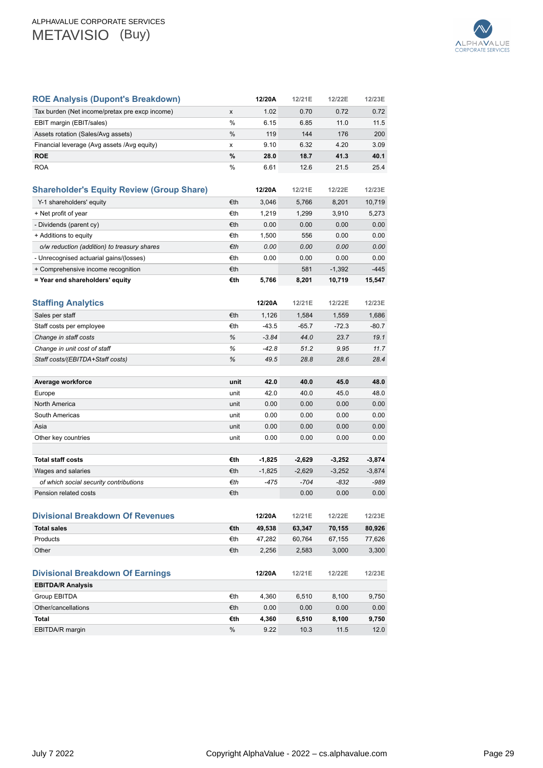## ROE Analysis (Dupont's Breakdown)

| | | 12/20A | 12/21E | 12/22E | 12/23E |
|---|---|---|---|---|---|
| Tax burden (Net income/pretax pre excp income) | x | 1.02 | 0.70 | 0.72 | 0.72 |
| EBIT margin (EBIT/sales) | % | 6.15 | 6.85 | 11.0 | 11.5 |
| Assets rotation (Sales/Avg assets) | % | 119 | 144 | 176 | 200 |
| Financial leverage (Avg assets /Avg equity) | x | 9.10 | 6.32 | 4.20 | 3.09 |
| **ROE** | **%** | **28.0** | **18.7** | **41.3** | **40.1** |
| ROA | % | 6.61 | 12.6 | 21.5 | 25.4 |

## Shareholder's Equity Review (Group Share)

| | | 12/20A | 12/21E | 12/22E | 12/23E |
|---|---|---|---|---|---|
| Y-1 shareholders' equity | €th | 3,046 | 5,766 | 8,201 | 10,719 |
| + Net profit of year | €th | 1,219 | 1,299 | 3,910 | 5,273 |
| - Dividends (parent cy) | €th | 0.00 | 0.00 | 0.00 | 0.00 |
| + Additions to equity | €th | 1,500 | 556 | 0.00 | 0.00 |
| *o/w reduction (addition) to treasury shares* | *€th* | *0.00* | *0.00* | *0.00* | *0.00* |
| - Unrecognised actuarial gains/(losses) | €th | 0.00 | 0.00 | 0.00 | 0.00 |
| + Comprehensive income recognition | €th | | 581 | -1,392 | -445 |
| **= Year end shareholders' equity** | **€th** | **5,766** | **8,201** | **10,719** | **15,547** |

## Staffing Analytics

| | | 12/20A | 12/21E | 12/22E | 12/23E |
|---|---|---|---|---|---|
| Sales per staff | €th | 1,126 | 1,584 | 1,559 | 1,686 |
| Staff costs per employee | €th | -43.5 | -65.7 | -72.3 | -80.7 |
| *Change in staff costs* | *%* | *-3.84* | *44.0* | *23.7* | *19.1* |
| *Change in unit cost of staff* | *%* | *-42.8* | *51.2* | *9.95* | *11.7* |
| *Staff costs/(EBITDA+Staff costs)* | *%* | *49.5* | *28.8* | *28.6* | *28.4* |

| | | 12/20A | 12/21E | 12/22E | 12/23E |
|---|---|---|---|---|---|
| **Average workforce** | **unit** | **42.0** | **40.0** | **45.0** | **48.0** |
| Europe | unit | 42.0 | 40.0 | 45.0 | 48.0 |
| North America | unit | 0.00 | 0.00 | 0.00 | 0.00 |
| South Americas | unit | 0.00 | 0.00 | 0.00 | 0.00 |
| Asia | unit | 0.00 | 0.00 | 0.00 | 0.00 |
| Other key countries | unit | 0.00 | 0.00 | 0.00 | 0.00 |

| | | 12/20A | 12/21E | 12/22E | 12/23E |
|---|---|---|---|---|---|
| **Total staff costs** | **€th** | **-1,825** | **-2,629** | **-3,252** | **-3,874** |
| Wages and salaries | €th | -1,825 | -2,629 | -3,252 | -3,874 |
| *of which social security contributions* | *€th* | *-475* | *-704* | *-832* | *-989* |
| Pension related costs | €th | | 0.00 | 0.00 | 0.00 |

## Divisional Breakdown Of Revenues

| | | 12/20A | 12/21E | 12/22E | 12/23E |
|---|---|---|---|---|---|
| **Total sales** | **€th** | **49,538** | **63,347** | **70,155** | **80,926** |
| Products | €th | 47,282 | 60,764 | 67,155 | 77,626 |
| Other | €th | 2,256 | 2,583 | 3,000 | 3,300 |

## Divisional Breakdown Of Earnings

| | | 12/20A | 12/21E | 12/22E | 12/23E |
|---|---|---|---|---|---|
| **EBITDA/R Analysis** | | | | | |
| Group EBITDA | €th | 4,360 | 6,510 | 8,100 | 9,750 |
| Other/cancellations | €th | 0.00 | 0.00 | 0.00 | 0.00 |
| **Total** | **€th** | **4,360** | **6,510** | **8,100** | **9,750** |
| EBITDA/R margin | % | 9.22 | 10.3 | 11.5 | 12.0 |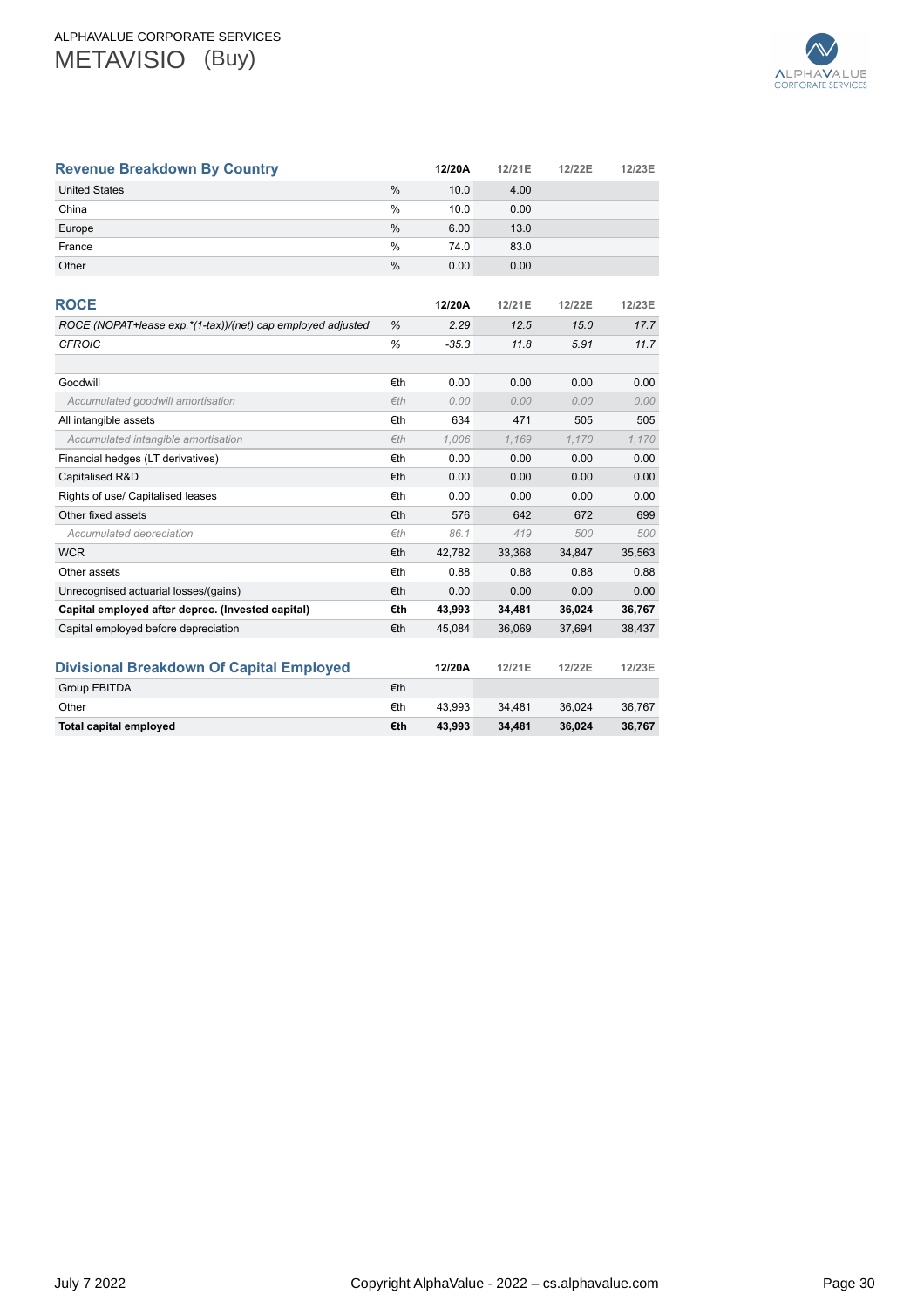## Revenue Breakdown By Country

| | | 12/20A | 12/21E | 12/22E | 12/23E |
|---|---|---|---|---|---|
| United States | % | 10.0 | 4.00 | | |
| China | % | 10.0 | 0.00 | | |
| Europe | % | 6.00 | 13.0 | | |
| France | % | 74.0 | 83.0 | | |
| Other | % | 0.00 | 0.00 | | |

## ROCE

| | | 12/20A | 12/21E | 12/22E | 12/23E |
|---|---|---|---|---|---|
| *ROCE (NOPAT+lease exp.*(1-tax))/(net) cap employed adjusted* | *%* | *2.29* | *12.5* | *15.0* | *17.7* |
| *CFROIC* | *%* | *-35.3* | *11.8* | *5.91* | *11.7* |
| | | | | | |
| Goodwill | €th | 0.00 | 0.00 | 0.00 | 0.00 |
| *Accumulated goodwill amortisation* | *€th* | *0.00* | *0.00* | *0.00* | *0.00* |
| All intangible assets | €th | 634 | 471 | 505 | 505 |
| *Accumulated intangible amortisation* | *€th* | *1,006* | *1,169* | *1,170* | *1,170* |
| Financial hedges (LT derivatives) | €th | 0.00 | 0.00 | 0.00 | 0.00 |
| Capitalised R&D | €th | 0.00 | 0.00 | 0.00 | 0.00 |
| Rights of use/ Capitalised leases | €th | 0.00 | 0.00 | 0.00 | 0.00 |
| Other fixed assets | €th | 576 | 642 | 672 | 699 |
| *Accumulated depreciation* | *€th* | *86.1* | *419* | *500* | *500* |
| WCR | €th | 42,782 | 33,368 | 34,847 | 35,563 |
| Other assets | €th | 0.88 | 0.88 | 0.88 | 0.88 |
| Unrecognised actuarial losses/(gains) | €th | 0.00 | 0.00 | 0.00 | 0.00 |
| **Capital employed after deprec. (Invested capital)** | **€th** | **43,993** | **34,481** | **36,024** | **36,767** |
| Capital employed before depreciation | €th | 45,084 | 36,069 | 37,694 | 38,437 |

## Divisional Breakdown Of Capital Employed

| | | 12/20A | 12/21E | 12/22E | 12/23E |
|---|---|---|---|---|---|
| Group EBITDA | €th | | | | |
| Other | €th | 43,993 | 34,481 | 36,024 | 36,767 |
| **Total capital employed** | **€th** | **43,993** | **34,481** | **36,024** | **36,767** |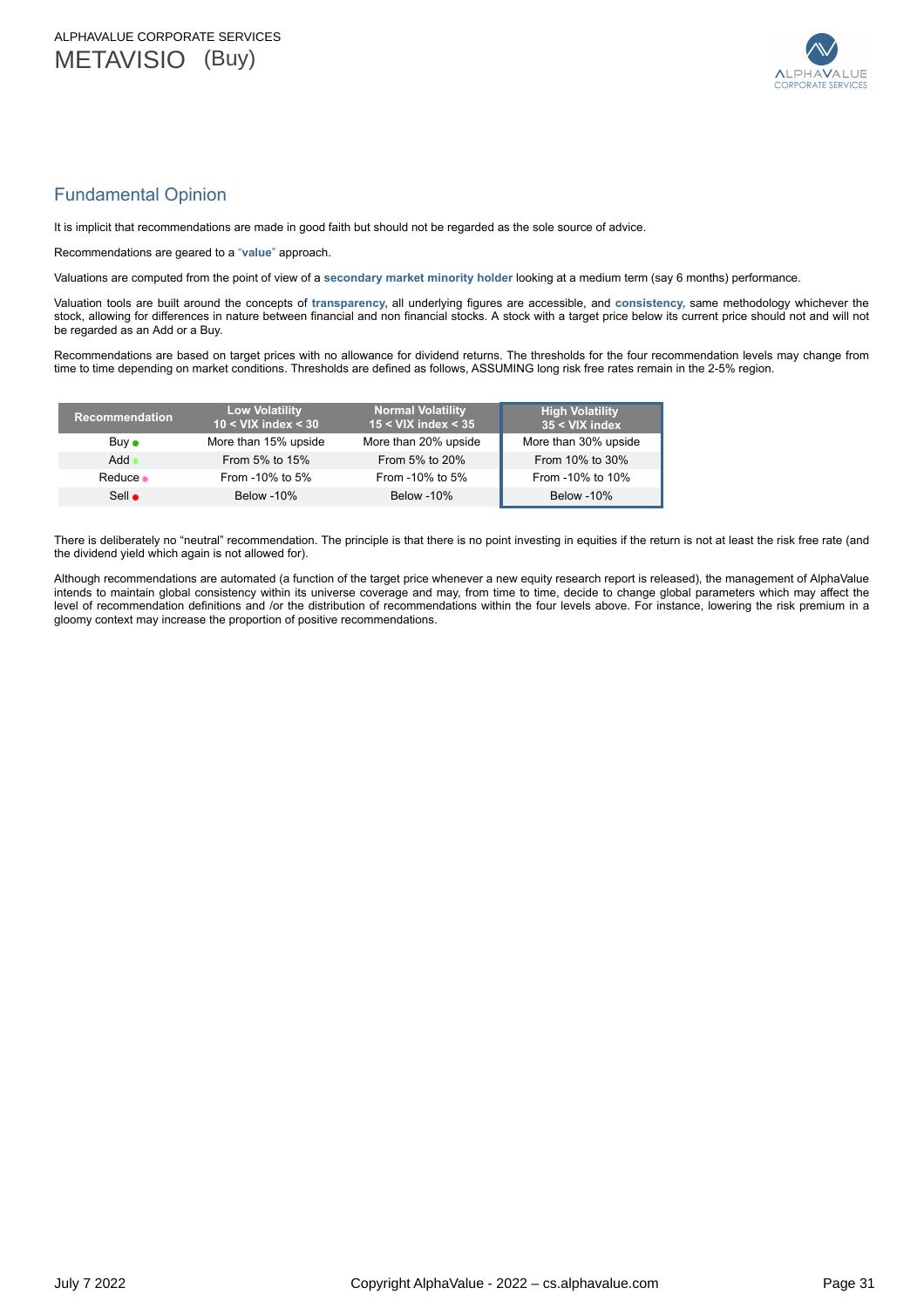## Fundamental Opinion

It is implicit that recommendations are made in good faith but should not be regarded as the sole source of advice.

Recommendations are geared to a "**value**" approach.

Valuations are computed from the point of view of a **secondary market minority holder** looking at a medium term (say 6 months) performance.

Valuation tools are built around the concepts of **transparency**, all underlying figures are accessible, and **consistency**, same methodology whichever the stock, allowing for differences in nature between financial and non financial stocks. A stock with a target price below its current price should not and will not be regarded as an Add or a Buy.

Recommendations are based on target prices with no allowance for dividend returns. The thresholds for the four recommendation levels may change from time to time depending on market conditions. Thresholds are defined as follows, ASSUMING long risk free rates remain in the 2-5% region.

| Recommendation | Low Volatility 10 < VIX index < 30 | Normal Volatility 15 < VIX index < 35 | High Volatility 35 < VIX index |
|---|---|---|---|
| Buy ● | More than 15% upside | More than 20% upside | More than 30% upside |
| Add ● | From 5% to 15% | From 5% to 20% | From 10% to 30% |
| Reduce ● | From -10% to 5% | From -10% to 5% | From -10% to 10% |
| Sell ● | Below -10% | Below -10% | Below -10% |

There is deliberately no "neutral" recommendation. The principle is that there is no point investing in equities if the return is not at least the risk free rate (and the dividend yield which again is not allowed for).

Although recommendations are automated (a function of the target price whenever a new equity research report is released), the management of AlphaValue intends to maintain global consistency within its universe coverage and may, from time to time, decide to change global parameters which may affect the level of recommendation definitions and /or the distribution of recommendations within the four levels above. For instance, lowering the risk premium in a gloomy context may increase the proportion of positive recommendations.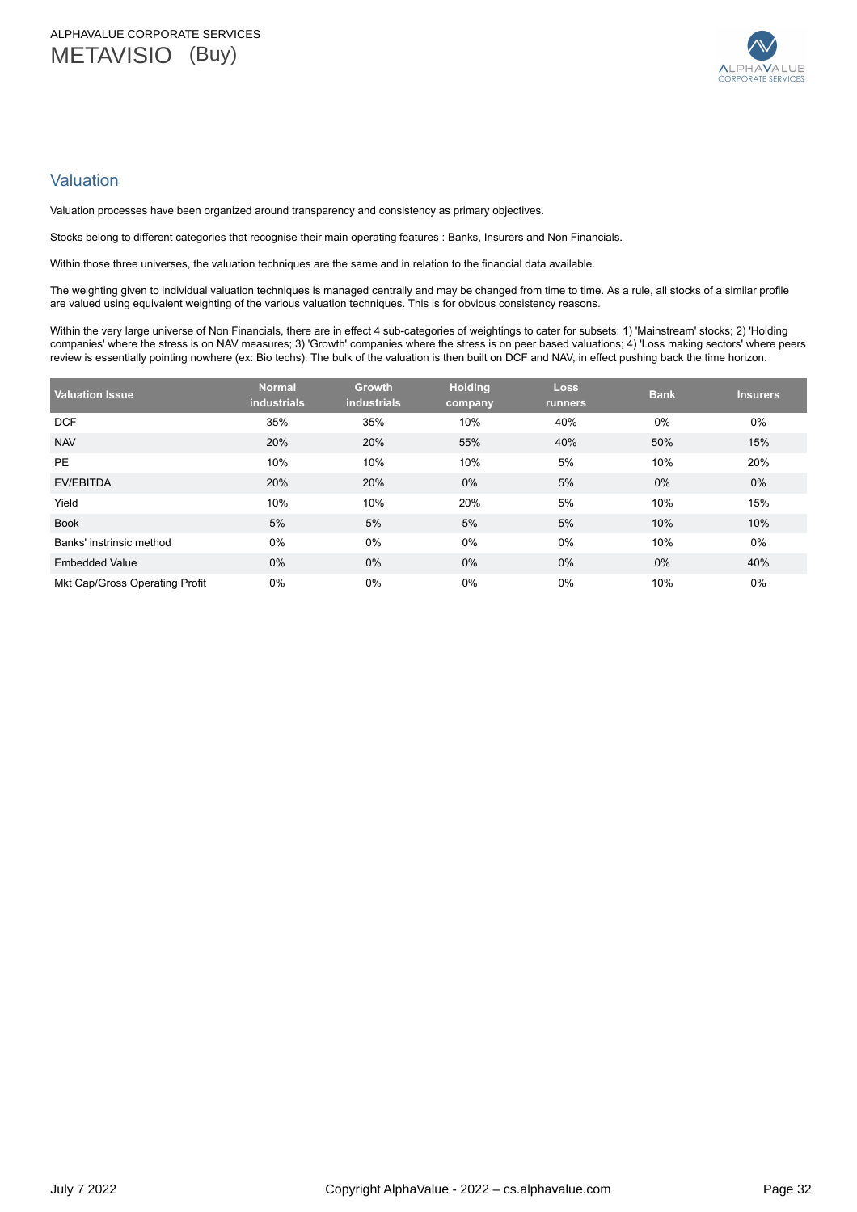## Valuation

Valuation processes have been organized around transparency and consistency as primary objectives.

Stocks belong to different categories that recognise their main operating features : Banks, Insurers and Non Financials.

Within those three universes, the valuation techniques are the same and in relation to the financial data available.

The weighting given to individual valuation techniques is managed centrally and may be changed from time to time. As a rule, all stocks of a similar profile are valued using equivalent weighting of the various valuation techniques. This is for obvious consistency reasons.

Within the very large universe of Non Financials, there are in effect 4 sub-categories of weightings to cater for subsets: 1) 'Mainstream' stocks; 2) 'Holding companies' where the stress is on NAV measures; 3) 'Growth' companies where the stress is on peer based valuations; 4) 'Loss making sectors' where peers review is essentially pointing nowhere (ex: Bio techs). The bulk of the valuation is then built on DCF and NAV, in effect pushing back the time horizon.

| Valuation Issue | Normal industrials | Growth industrials | Holding company | Loss runners | Bank | Insurers |
|---|---|---|---|---|---|---|
| DCF | 35% | 35% | 10% | 40% | 0% | 0% |
| NAV | 20% | 20% | 55% | 40% | 50% | 15% |
| PE | 10% | 10% | 10% | 5% | 10% | 20% |
| EV/EBITDA | 20% | 20% | 0% | 5% | 0% | 0% |
| Yield | 10% | 10% | 20% | 5% | 10% | 15% |
| Book | 5% | 5% | 5% | 5% | 10% | 10% |
| Banks' instrinsic method | 0% | 0% | 0% | 0% | 10% | 0% |
| Embedded Value | 0% | 0% | 0% | 0% | 0% | 40% |
| Mkt Cap/Gross Operating Profit | 0% | 0% | 0% | 0% | 10% | 0% |